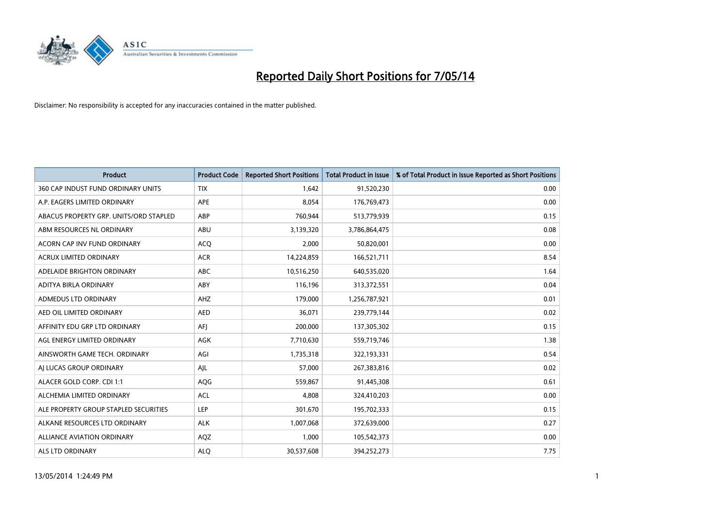# Reported Daily Short Positions for 7/05/14

Disclaimer: No responsibility is accepted for any inaccuracies contained in the matter published.

| Product | Product Code | Reported Short Positions | Total Product in Issue | % of Total Product in Issue Reported as Short Positions |
|---|---|---|---|---|
| 360 CAP INDUST FUND ORDINARY UNITS | TIX | 1,642 | 91,520,230 | 0.00 |
| A.P. EAGERS LIMITED ORDINARY | APE | 8,054 | 176,769,473 | 0.00 |
| ABACUS PROPERTY GRP. UNITS/ORD STAPLED | ABP | 760,944 | 513,779,939 | 0.15 |
| ABM RESOURCES NL ORDINARY | ABU | 3,139,320 | 3,786,864,475 | 0.08 |
| ACORN CAP INV FUND ORDINARY | ACQ | 2,000 | 50,820,001 | 0.00 |
| ACRUX LIMITED ORDINARY | ACR | 14,224,859 | 166,521,711 | 8.54 |
| ADELAIDE BRIGHTON ORDINARY | ABC | 10,516,250 | 640,535,020 | 1.64 |
| ADITYA BIRLA ORDINARY | ABY | 116,196 | 313,372,551 | 0.04 |
| ADMEDUS LTD ORDINARY | AHZ | 179,000 | 1,256,787,921 | 0.01 |
| AED OIL LIMITED ORDINARY | AED | 36,071 | 239,779,144 | 0.02 |
| AFFINITY EDU GRP LTD ORDINARY | AFJ | 200,000 | 137,305,302 | 0.15 |
| AGL ENERGY LIMITED ORDINARY | AGK | 7,710,630 | 559,719,746 | 1.38 |
| AINSWORTH GAME TECH. ORDINARY | AGI | 1,735,318 | 322,193,331 | 0.54 |
| AJ LUCAS GROUP ORDINARY | AJL | 57,000 | 267,383,816 | 0.02 |
| ALACER GOLD CORP. CDI 1:1 | AQG | 559,867 | 91,445,308 | 0.61 |
| ALCHEMIA LIMITED ORDINARY | ACL | 4,808 | 324,410,203 | 0.00 |
| ALE PROPERTY GROUP STAPLED SECURITIES | LEP | 301,670 | 195,702,333 | 0.15 |
| ALKANE RESOURCES LTD ORDINARY | ALK | 1,007,068 | 372,639,000 | 0.27 |
| ALLIANCE AVIATION ORDINARY | AQZ | 1,000 | 105,542,373 | 0.00 |
| ALS LTD ORDINARY | ALQ | 30,537,608 | 394,252,273 | 7.75 |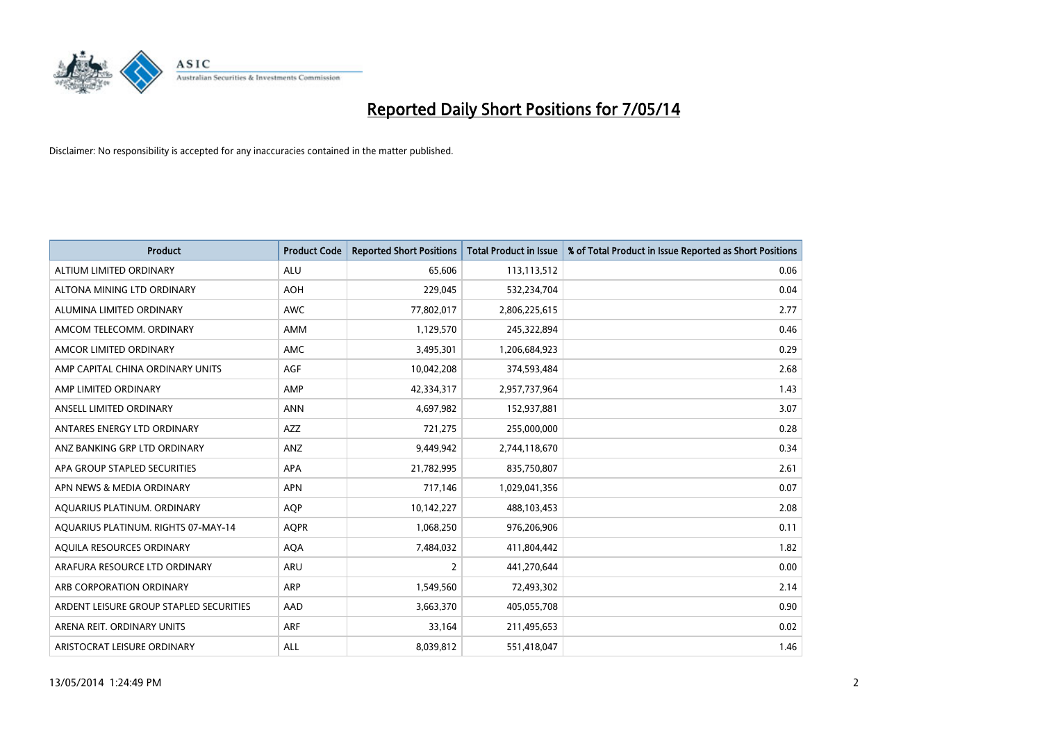# Reported Daily Short Positions for 7/05/14

Disclaimer: No responsibility is accepted for any inaccuracies contained in the matter published.

| Product | Product Code | Reported Short Positions | Total Product in Issue | % of Total Product in Issue Reported as Short Positions |
|---|---|---|---|---|
| ALTIUM LIMITED ORDINARY | ALU | 65,606 | 113,113,512 | 0.06 |
| ALTONA MINING LTD ORDINARY | AOH | 229,045 | 532,234,704 | 0.04 |
| ALUMINA LIMITED ORDINARY | AWC | 77,802,017 | 2,806,225,615 | 2.77 |
| AMCOM TELECOMM. ORDINARY | AMM | 1,129,570 | 245,322,894 | 0.46 |
| AMCOR LIMITED ORDINARY | AMC | 3,495,301 | 1,206,684,923 | 0.29 |
| AMP CAPITAL CHINA ORDINARY UNITS | AGF | 10,042,208 | 374,593,484 | 2.68 |
| AMP LIMITED ORDINARY | AMP | 42,334,317 | 2,957,737,964 | 1.43 |
| ANSELL LIMITED ORDINARY | ANN | 4,697,982 | 152,937,881 | 3.07 |
| ANTARES ENERGY LTD ORDINARY | AZZ | 721,275 | 255,000,000 | 0.28 |
| ANZ BANKING GRP LTD ORDINARY | ANZ | 9,449,942 | 2,744,118,670 | 0.34 |
| APA GROUP STAPLED SECURITIES | APA | 21,782,995 | 835,750,807 | 2.61 |
| APN NEWS & MEDIA ORDINARY | APN | 717,146 | 1,029,041,356 | 0.07 |
| AQUARIUS PLATINUM. ORDINARY | AQP | 10,142,227 | 488,103,453 | 2.08 |
| AQUARIUS PLATINUM. RIGHTS 07-MAY-14 | AQPR | 1,068,250 | 976,206,906 | 0.11 |
| AQUILA RESOURCES ORDINARY | AQA | 7,484,032 | 411,804,442 | 1.82 |
| ARAFURA RESOURCE LTD ORDINARY | ARU | 2 | 441,270,644 | 0.00 |
| ARB CORPORATION ORDINARY | ARP | 1,549,560 | 72,493,302 | 2.14 |
| ARDENT LEISURE GROUP STAPLED SECURITIES | AAD | 3,663,370 | 405,055,708 | 0.90 |
| ARENA REIT. ORDINARY UNITS | ARF | 33,164 | 211,495,653 | 0.02 |
| ARISTOCRAT LEISURE ORDINARY | ALL | 8,039,812 | 551,418,047 | 1.46 |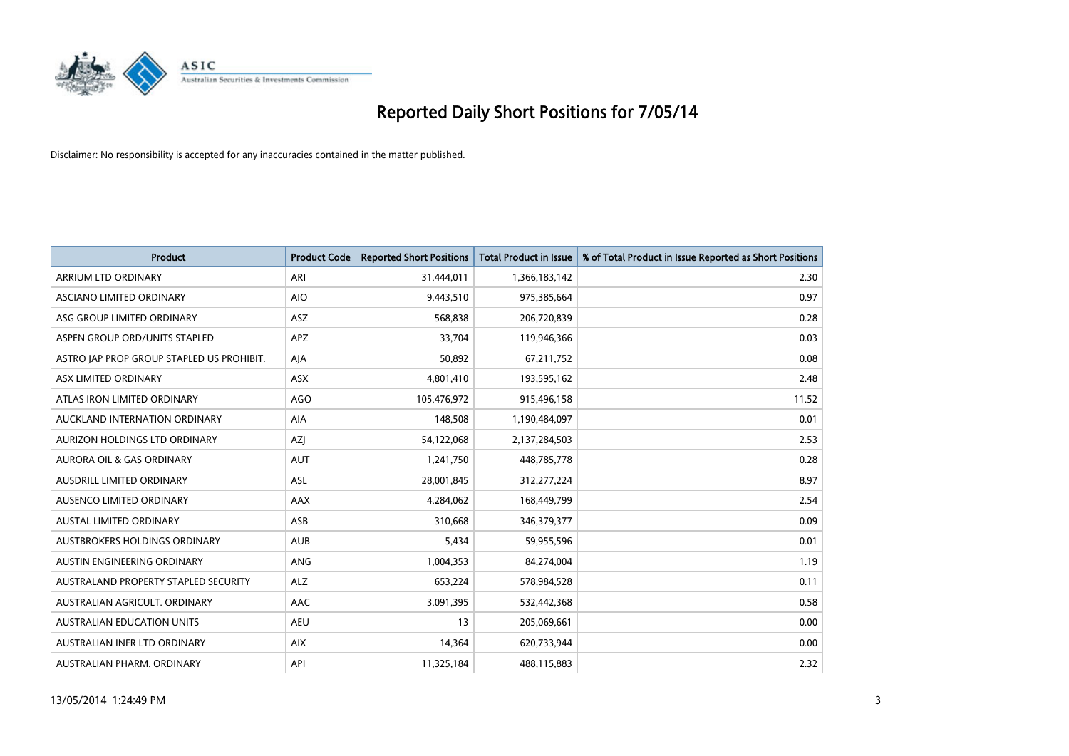# Reported Daily Short Positions for 7/05/14

Disclaimer: No responsibility is accepted for any inaccuracies contained in the matter published.

| Product | Product Code | Reported Short Positions | Total Product in Issue | % of Total Product in Issue Reported as Short Positions |
|---|---|---|---|---|
| ARRIUM LTD ORDINARY | ARI | 31,444,011 | 1,366,183,142 | 2.30 |
| ASCIANO LIMITED ORDINARY | AIO | 9,443,510 | 975,385,664 | 0.97 |
| ASG GROUP LIMITED ORDINARY | ASZ | 568,838 | 206,720,839 | 0.28 |
| ASPEN GROUP ORD/UNITS STAPLED | APZ | 33,704 | 119,946,366 | 0.03 |
| ASTRO JAP PROP GROUP STAPLED US PROHIBIT. | AJA | 50,892 | 67,211,752 | 0.08 |
| ASX LIMITED ORDINARY | ASX | 4,801,410 | 193,595,162 | 2.48 |
| ATLAS IRON LIMITED ORDINARY | AGO | 105,476,972 | 915,496,158 | 11.52 |
| AUCKLAND INTERNATION ORDINARY | AIA | 148,508 | 1,190,484,097 | 0.01 |
| AURIZON HOLDINGS LTD ORDINARY | AZJ | 54,122,068 | 2,137,284,503 | 2.53 |
| AURORA OIL & GAS ORDINARY | AUT | 1,241,750 | 448,785,778 | 0.28 |
| AUSDRILL LIMITED ORDINARY | ASL | 28,001,845 | 312,277,224 | 8.97 |
| AUSENCO LIMITED ORDINARY | AAX | 4,284,062 | 168,449,799 | 2.54 |
| AUSTAL LIMITED ORDINARY | ASB | 310,668 | 346,379,377 | 0.09 |
| AUSTBROKERS HOLDINGS ORDINARY | AUB | 5,434 | 59,955,596 | 0.01 |
| AUSTIN ENGINEERING ORDINARY | ANG | 1,004,353 | 84,274,004 | 1.19 |
| AUSTRALAND PROPERTY STAPLED SECURITY | ALZ | 653,224 | 578,984,528 | 0.11 |
| AUSTRALIAN AGRICULT. ORDINARY | AAC | 3,091,395 | 532,442,368 | 0.58 |
| AUSTRALIAN EDUCATION UNITS | AEU | 13 | 205,069,661 | 0.00 |
| AUSTRALIAN INFR LTD ORDINARY | AIX | 14,364 | 620,733,944 | 0.00 |
| AUSTRALIAN PHARM. ORDINARY | API | 11,325,184 | 488,115,883 | 2.32 |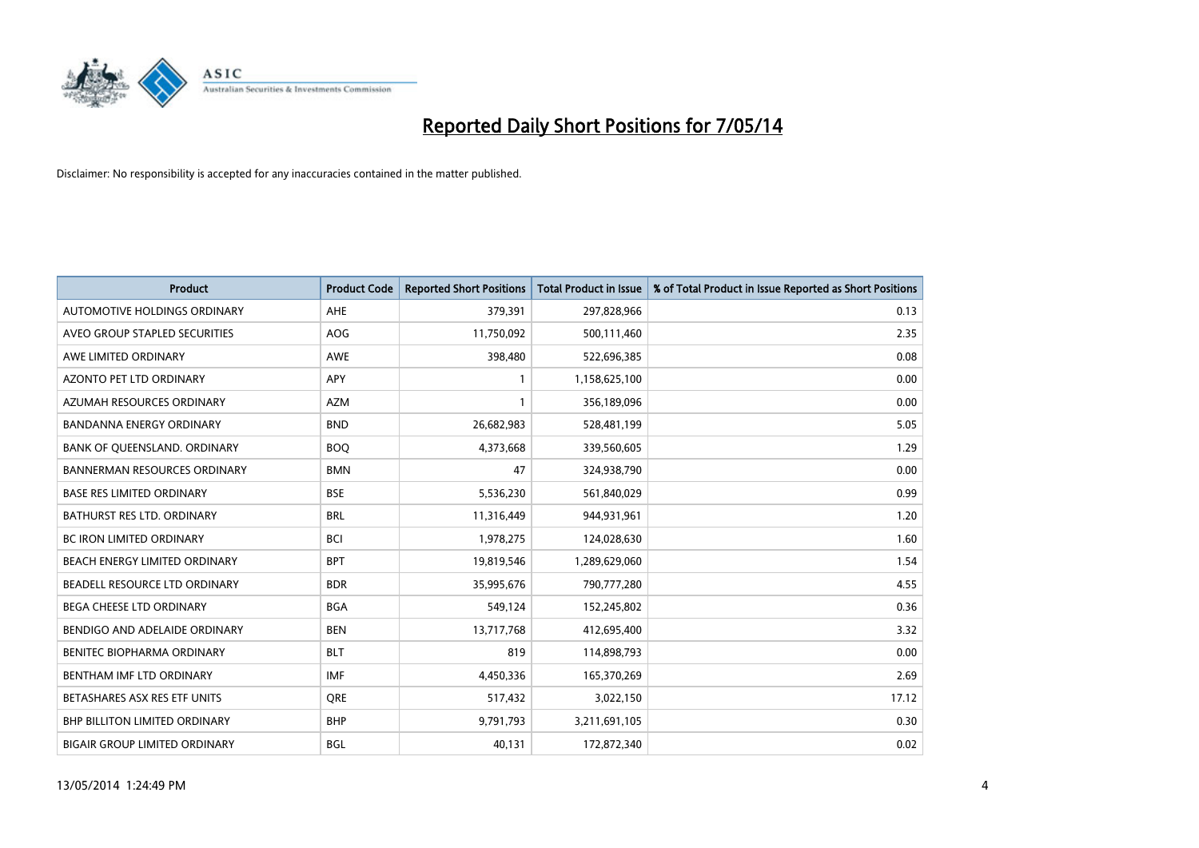# Reported Daily Short Positions for 7/05/14

Disclaimer: No responsibility is accepted for any inaccuracies contained in the matter published.

| Product | Product Code | Reported Short Positions | Total Product in Issue | % of Total Product in Issue Reported as Short Positions |
|---|---|---|---|---|
| AUTOMOTIVE HOLDINGS ORDINARY | AHE | 379,391 | 297,828,966 | 0.13 |
| AVEO GROUP STAPLED SECURITIES | AOG | 11,750,092 | 500,111,460 | 2.35 |
| AWE LIMITED ORDINARY | AWE | 398,480 | 522,696,385 | 0.08 |
| AZONTO PET LTD ORDINARY | APY | 1 | 1,158,625,100 | 0.00 |
| AZUMAH RESOURCES ORDINARY | AZM | 1 | 356,189,096 | 0.00 |
| BANDANNA ENERGY ORDINARY | BND | 26,682,983 | 528,481,199 | 5.05 |
| BANK OF QUEENSLAND. ORDINARY | BOQ | 4,373,668 | 339,560,605 | 1.29 |
| BANNERMAN RESOURCES ORDINARY | BMN | 47 | 324,938,790 | 0.00 |
| BASE RES LIMITED ORDINARY | BSE | 5,536,230 | 561,840,029 | 0.99 |
| BATHURST RES LTD. ORDINARY | BRL | 11,316,449 | 944,931,961 | 1.20 |
| BC IRON LIMITED ORDINARY | BCI | 1,978,275 | 124,028,630 | 1.60 |
| BEACH ENERGY LIMITED ORDINARY | BPT | 19,819,546 | 1,289,629,060 | 1.54 |
| BEADELL RESOURCE LTD ORDINARY | BDR | 35,995,676 | 790,777,280 | 4.55 |
| BEGA CHEESE LTD ORDINARY | BGA | 549,124 | 152,245,802 | 0.36 |
| BENDIGO AND ADELAIDE ORDINARY | BEN | 13,717,768 | 412,695,400 | 3.32 |
| BENITEC BIOPHARMA ORDINARY | BLT | 819 | 114,898,793 | 0.00 |
| BENTHAM IMF LTD ORDINARY | IMF | 4,450,336 | 165,370,269 | 2.69 |
| BETASHARES ASX RES ETF UNITS | QRE | 517,432 | 3,022,150 | 17.12 |
| BHP BILLITON LIMITED ORDINARY | BHP | 9,791,793 | 3,211,691,105 | 0.30 |
| BIGAIR GROUP LIMITED ORDINARY | BGL | 40,131 | 172,872,340 | 0.02 |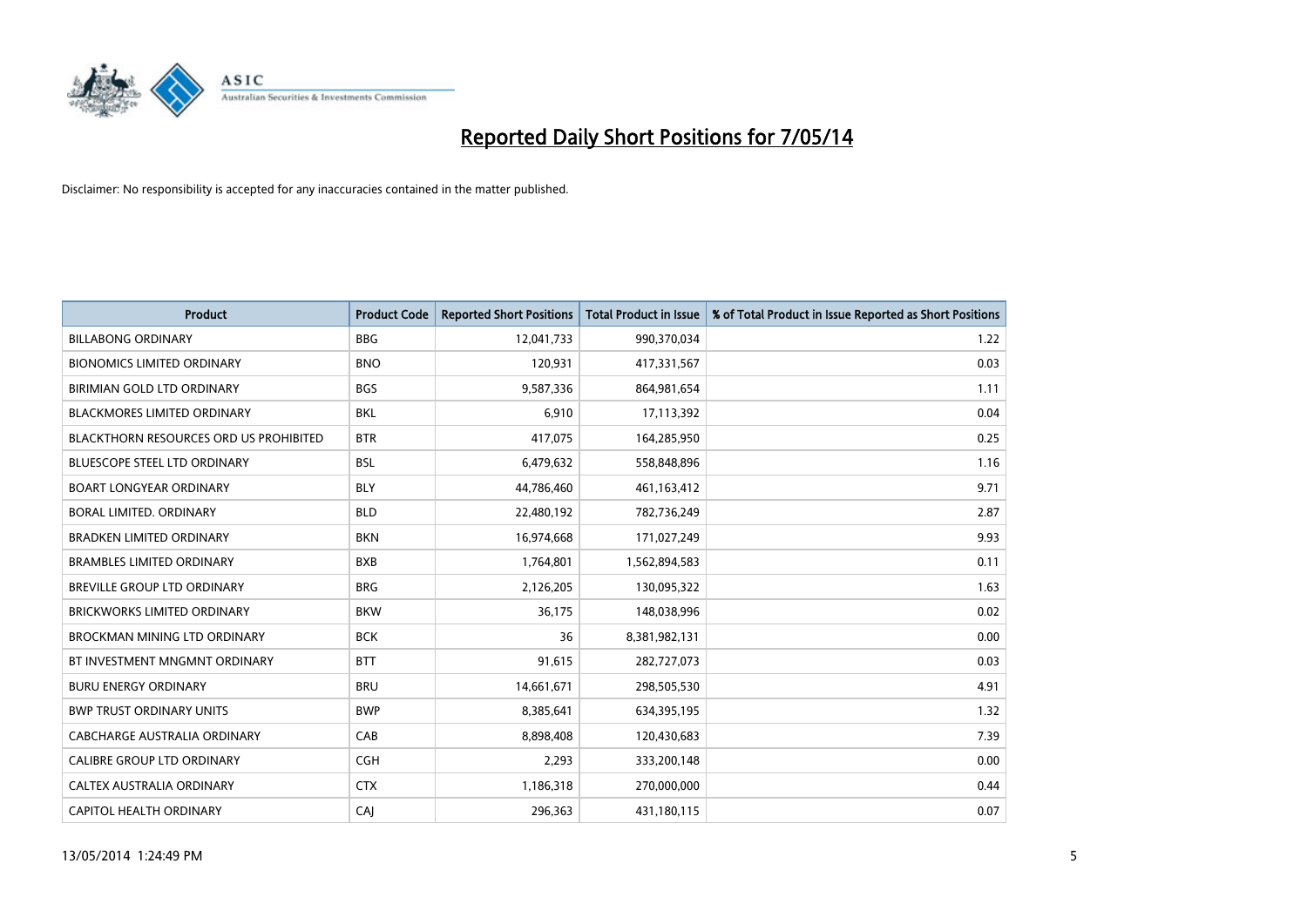# Reported Daily Short Positions for 7/05/14

Disclaimer: No responsibility is accepted for any inaccuracies contained in the matter published.

| Product | Product Code | Reported Short Positions | Total Product in Issue | % of Total Product in Issue Reported as Short Positions |
|---|---|---|---|---|
| BILLABONG ORDINARY | BBG | 12,041,733 | 990,370,034 | 1.22 |
| BIONOMICS LIMITED ORDINARY | BNO | 120,931 | 417,331,567 | 0.03 |
| BIRIMIAN GOLD LTD ORDINARY | BGS | 9,587,336 | 864,981,654 | 1.11 |
| BLACKMORES LIMITED ORDINARY | BKL | 6,910 | 17,113,392 | 0.04 |
| BLACKTHORN RESOURCES ORD US PROHIBITED | BTR | 417,075 | 164,285,950 | 0.25 |
| BLUESCOPE STEEL LTD ORDINARY | BSL | 6,479,632 | 558,848,896 | 1.16 |
| BOART LONGYEAR ORDINARY | BLY | 44,786,460 | 461,163,412 | 9.71 |
| BORAL LIMITED. ORDINARY | BLD | 22,480,192 | 782,736,249 | 2.87 |
| BRADKEN LIMITED ORDINARY | BKN | 16,974,668 | 171,027,249 | 9.93 |
| BRAMBLES LIMITED ORDINARY | BXB | 1,764,801 | 1,562,894,583 | 0.11 |
| BREVILLE GROUP LTD ORDINARY | BRG | 2,126,205 | 130,095,322 | 1.63 |
| BRICKWORKS LIMITED ORDINARY | BKW | 36,175 | 148,038,996 | 0.02 |
| BROCKMAN MINING LTD ORDINARY | BCK | 36 | 8,381,982,131 | 0.00 |
| BT INVESTMENT MNGMNT ORDINARY | BTT | 91,615 | 282,727,073 | 0.03 |
| BURU ENERGY ORDINARY | BRU | 14,661,671 | 298,505,530 | 4.91 |
| BWP TRUST ORDINARY UNITS | BWP | 8,385,641 | 634,395,195 | 1.32 |
| CABCHARGE AUSTRALIA ORDINARY | CAB | 8,898,408 | 120,430,683 | 7.39 |
| CALIBRE GROUP LTD ORDINARY | CGH | 2,293 | 333,200,148 | 0.00 |
| CALTEX AUSTRALIA ORDINARY | CTX | 1,186,318 | 270,000,000 | 0.44 |
| CAPITOL HEALTH ORDINARY | CAJ | 296,363 | 431,180,115 | 0.07 |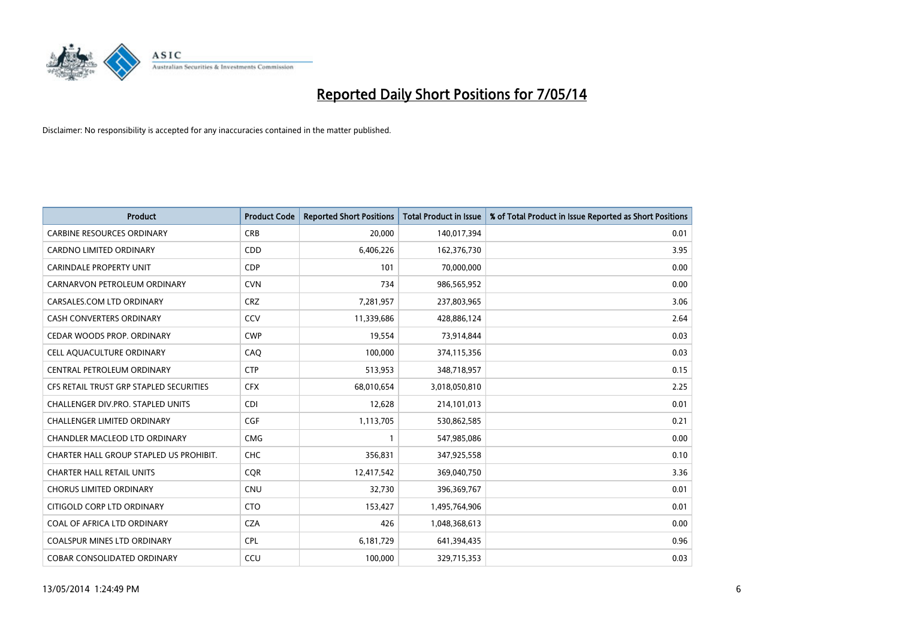# Reported Daily Short Positions for 7/05/14

Disclaimer: No responsibility is accepted for any inaccuracies contained in the matter published.

| Product | Product Code | Reported Short Positions | Total Product in Issue | % of Total Product in Issue Reported as Short Positions |
|---|---|---|---|---|
| CARBINE RESOURCES ORDINARY | CRB | 20,000 | 140,017,394 | 0.01 |
| CARDNO LIMITED ORDINARY | CDD | 6,406,226 | 162,376,730 | 3.95 |
| CARINDALE PROPERTY UNIT | CDP | 101 | 70,000,000 | 0.00 |
| CARNARVON PETROLEUM ORDINARY | CVN | 734 | 986,565,952 | 0.00 |
| CARSALES.COM LTD ORDINARY | CRZ | 7,281,957 | 237,803,965 | 3.06 |
| CASH CONVERTERS ORDINARY | CCV | 11,339,686 | 428,886,124 | 2.64 |
| CEDAR WOODS PROP. ORDINARY | CWP | 19,554 | 73,914,844 | 0.03 |
| CELL AQUACULTURE ORDINARY | CAQ | 100,000 | 374,115,356 | 0.03 |
| CENTRAL PETROLEUM ORDINARY | CTP | 513,953 | 348,718,957 | 0.15 |
| CFS RETAIL TRUST GRP STAPLED SECURITIES | CFX | 68,010,654 | 3,018,050,810 | 2.25 |
| CHALLENGER DIV.PRO. STAPLED UNITS | CDI | 12,628 | 214,101,013 | 0.01 |
| CHALLENGER LIMITED ORDINARY | CGF | 1,113,705 | 530,862,585 | 0.21 |
| CHANDLER MACLEOD LTD ORDINARY | CMG | 1 | 547,985,086 | 0.00 |
| CHARTER HALL GROUP STAPLED US PROHIBIT. | CHC | 356,831 | 347,925,558 | 0.10 |
| CHARTER HALL RETAIL UNITS | CQR | 12,417,542 | 369,040,750 | 3.36 |
| CHORUS LIMITED ORDINARY | CNU | 32,730 | 396,369,767 | 0.01 |
| CITIGOLD CORP LTD ORDINARY | CTO | 153,427 | 1,495,764,906 | 0.01 |
| COAL OF AFRICA LTD ORDINARY | CZA | 426 | 1,048,368,613 | 0.00 |
| COALSPUR MINES LTD ORDINARY | CPL | 6,181,729 | 641,394,435 | 0.96 |
| COBAR CONSOLIDATED ORDINARY | CCU | 100,000 | 329,715,353 | 0.03 |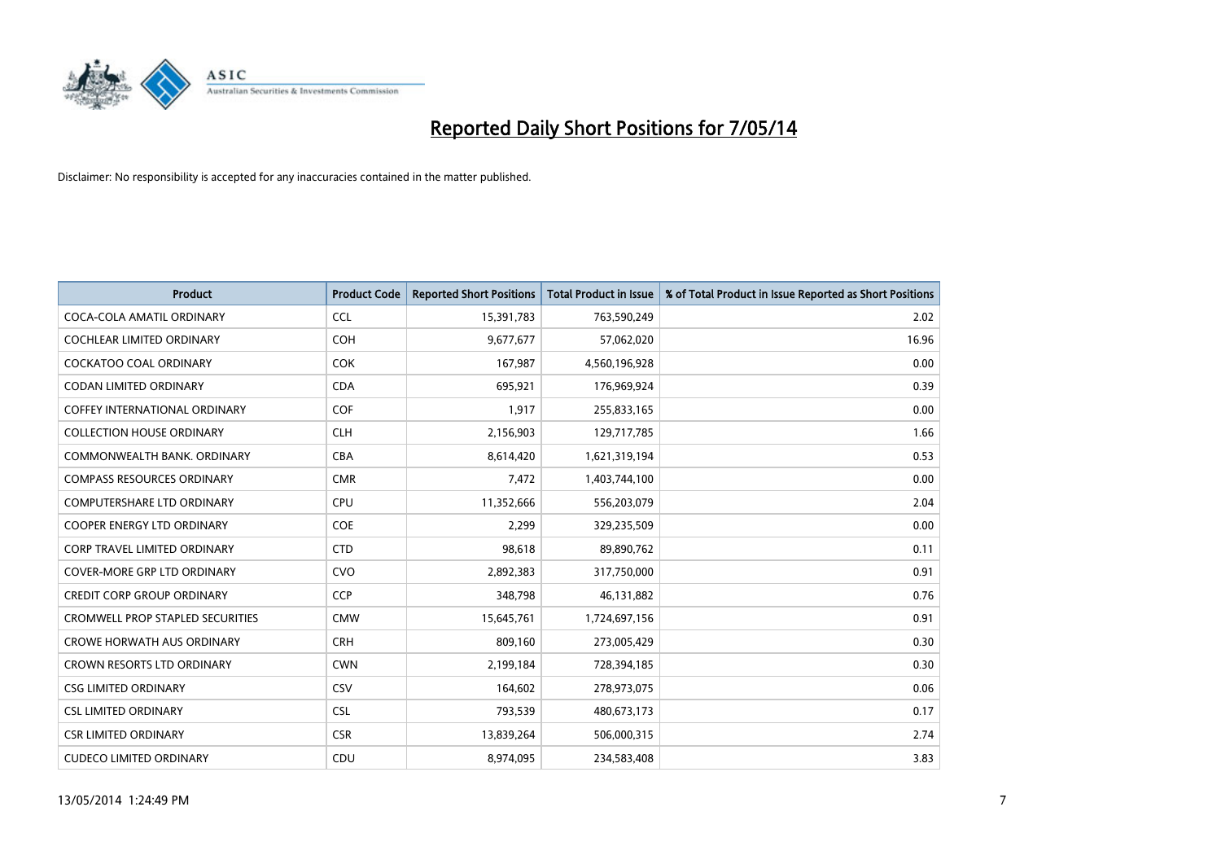# Reported Daily Short Positions for 7/05/14

Disclaimer: No responsibility is accepted for any inaccuracies contained in the matter published.

| Product | Product Code | Reported Short Positions | Total Product in Issue | % of Total Product in Issue Reported as Short Positions |
|---|---|---|---|---|
| COCA-COLA AMATIL ORDINARY | CCL | 15,391,783 | 763,590,249 | 2.02 |
| COCHLEAR LIMITED ORDINARY | COH | 9,677,677 | 57,062,020 | 16.96 |
| COCKATOO COAL ORDINARY | COK | 167,987 | 4,560,196,928 | 0.00 |
| CODAN LIMITED ORDINARY | CDA | 695,921 | 176,969,924 | 0.39 |
| COFFEY INTERNATIONAL ORDINARY | COF | 1,917 | 255,833,165 | 0.00 |
| COLLECTION HOUSE ORDINARY | CLH | 2,156,903 | 129,717,785 | 1.66 |
| COMMONWEALTH BANK. ORDINARY | CBA | 8,614,420 | 1,621,319,194 | 0.53 |
| COMPASS RESOURCES ORDINARY | CMR | 7,472 | 1,403,744,100 | 0.00 |
| COMPUTERSHARE LTD ORDINARY | CPU | 11,352,666 | 556,203,079 | 2.04 |
| COOPER ENERGY LTD ORDINARY | COE | 2,299 | 329,235,509 | 0.00 |
| CORP TRAVEL LIMITED ORDINARY | CTD | 98,618 | 89,890,762 | 0.11 |
| COVER-MORE GRP LTD ORDINARY | CVO | 2,892,383 | 317,750,000 | 0.91 |
| CREDIT CORP GROUP ORDINARY | CCP | 348,798 | 46,131,882 | 0.76 |
| CROMWELL PROP STAPLED SECURITIES | CMW | 15,645,761 | 1,724,697,156 | 0.91 |
| CROWE HORWATH AUS ORDINARY | CRH | 809,160 | 273,005,429 | 0.30 |
| CROWN RESORTS LTD ORDINARY | CWN | 2,199,184 | 728,394,185 | 0.30 |
| CSG LIMITED ORDINARY | CSV | 164,602 | 278,973,075 | 0.06 |
| CSL LIMITED ORDINARY | CSL | 793,539 | 480,673,173 | 0.17 |
| CSR LIMITED ORDINARY | CSR | 13,839,264 | 506,000,315 | 2.74 |
| CUDECO LIMITED ORDINARY | CDU | 8,974,095 | 234,583,408 | 3.83 |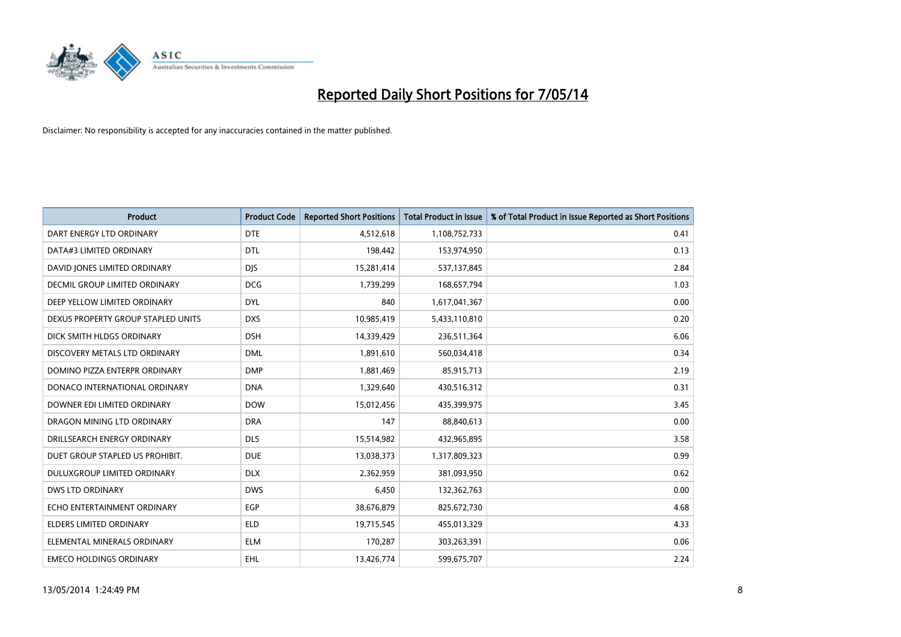# Reported Daily Short Positions for 7/05/14

Disclaimer: No responsibility is accepted for any inaccuracies contained in the matter published.

| Product | Product Code | Reported Short Positions | Total Product in Issue | % of Total Product in Issue Reported as Short Positions |
|---|---|---|---|---|
| DART ENERGY LTD ORDINARY | DTE | 4,512,618 | 1,108,752,733 | 0.41 |
| DATA#3 LIMITED ORDINARY | DTL | 198,442 | 153,974,950 | 0.13 |
| DAVID JONES LIMITED ORDINARY | DJS | 15,281,414 | 537,137,845 | 2.84 |
| DECMIL GROUP LIMITED ORDINARY | DCG | 1,739,299 | 168,657,794 | 1.03 |
| DEEP YELLOW LIMITED ORDINARY | DYL | 840 | 1,617,041,367 | 0.00 |
| DEXUS PROPERTY GROUP STAPLED UNITS | DXS | 10,985,419 | 5,433,110,810 | 0.20 |
| DICK SMITH HLDGS ORDINARY | DSH | 14,339,429 | 236,511,364 | 6.06 |
| DISCOVERY METALS LTD ORDINARY | DML | 1,891,610 | 560,034,418 | 0.34 |
| DOMINO PIZZA ENTERPR ORDINARY | DMP | 1,881,469 | 85,915,713 | 2.19 |
| DONACO INTERNATIONAL ORDINARY | DNA | 1,329,640 | 430,516,312 | 0.31 |
| DOWNER EDI LIMITED ORDINARY | DOW | 15,012,456 | 435,399,975 | 3.45 |
| DRAGON MINING LTD ORDINARY | DRA | 147 | 88,840,613 | 0.00 |
| DRILLSEARCH ENERGY ORDINARY | DLS | 15,514,982 | 432,965,895 | 3.58 |
| DUET GROUP STAPLED US PROHIBIT. | DUE | 13,038,373 | 1,317,809,323 | 0.99 |
| DULUXGROUP LIMITED ORDINARY | DLX | 2,362,959 | 381,093,950 | 0.62 |
| DWS LTD ORDINARY | DWS | 6,450 | 132,362,763 | 0.00 |
| ECHO ENTERTAINMENT ORDINARY | EGP | 38,676,879 | 825,672,730 | 4.68 |
| ELDERS LIMITED ORDINARY | ELD | 19,715,545 | 455,013,329 | 4.33 |
| ELEMENTAL MINERALS ORDINARY | ELM | 170,287 | 303,263,391 | 0.06 |
| EMECO HOLDINGS ORDINARY | EHL | 13,426,774 | 599,675,707 | 2.24 |

13/05/2014 1:24:49 PM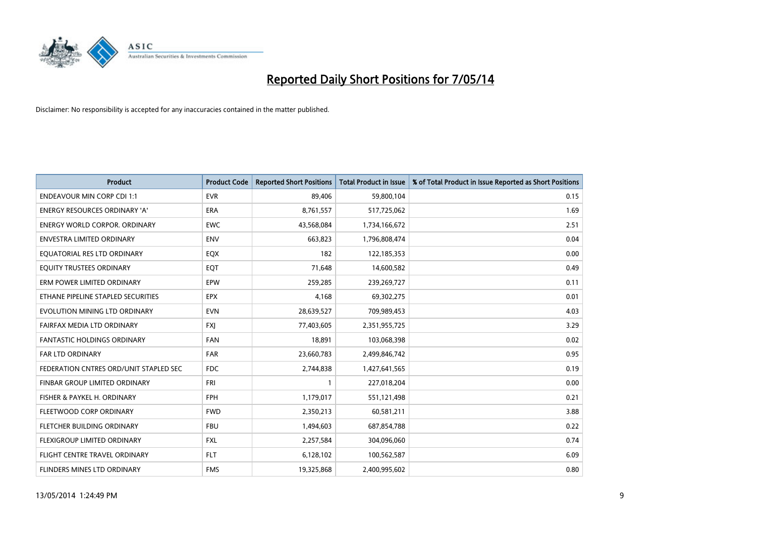# Reported Daily Short Positions for 7/05/14

Disclaimer: No responsibility is accepted for any inaccuracies contained in the matter published.

| Product | Product Code | Reported Short Positions | Total Product in Issue | % of Total Product in Issue Reported as Short Positions |
|---|---|---|---|---|
| ENDEAVOUR MIN CORP CDI 1:1 | EVR | 89,406 | 59,800,104 | 0.15 |
| ENERGY RESOURCES ORDINARY 'A' | ERA | 8,761,557 | 517,725,062 | 1.69 |
| ENERGY WORLD CORPOR. ORDINARY | EWC | 43,568,084 | 1,734,166,672 | 2.51 |
| ENVESTRA LIMITED ORDINARY | ENV | 663,823 | 1,796,808,474 | 0.04 |
| EQUATORIAL RES LTD ORDINARY | EQX | 182 | 122,185,353 | 0.00 |
| EQUITY TRUSTEES ORDINARY | EQT | 71,648 | 14,600,582 | 0.49 |
| ERM POWER LIMITED ORDINARY | EPW | 259,285 | 239,269,727 | 0.11 |
| ETHANE PIPELINE STAPLED SECURITIES | EPX | 4,168 | 69,302,275 | 0.01 |
| EVOLUTION MINING LTD ORDINARY | EVN | 28,639,527 | 709,989,453 | 4.03 |
| FAIRFAX MEDIA LTD ORDINARY | FXJ | 77,403,605 | 2,351,955,725 | 3.29 |
| FANTASTIC HOLDINGS ORDINARY | FAN | 18,891 | 103,068,398 | 0.02 |
| FAR LTD ORDINARY | FAR | 23,660,783 | 2,499,846,742 | 0.95 |
| FEDERATION CNTRES ORD/UNIT STAPLED SEC | FDC | 2,744,838 | 1,427,641,565 | 0.19 |
| FINBAR GROUP LIMITED ORDINARY | FRI | 1 | 227,018,204 | 0.00 |
| FISHER & PAYKEL H. ORDINARY | FPH | 1,179,017 | 551,121,498 | 0.21 |
| FLEETWOOD CORP ORDINARY | FWD | 2,350,213 | 60,581,211 | 3.88 |
| FLETCHER BUILDING ORDINARY | FBU | 1,494,603 | 687,854,788 | 0.22 |
| FLEXIGROUP LIMITED ORDINARY | FXL | 2,257,584 | 304,096,060 | 0.74 |
| FLIGHT CENTRE TRAVEL ORDINARY | FLT | 6,128,102 | 100,562,587 | 6.09 |
| FLINDERS MINES LTD ORDINARY | FMS | 19,325,868 | 2,400,995,602 | 0.80 |

13/05/2014 1:24:49 PM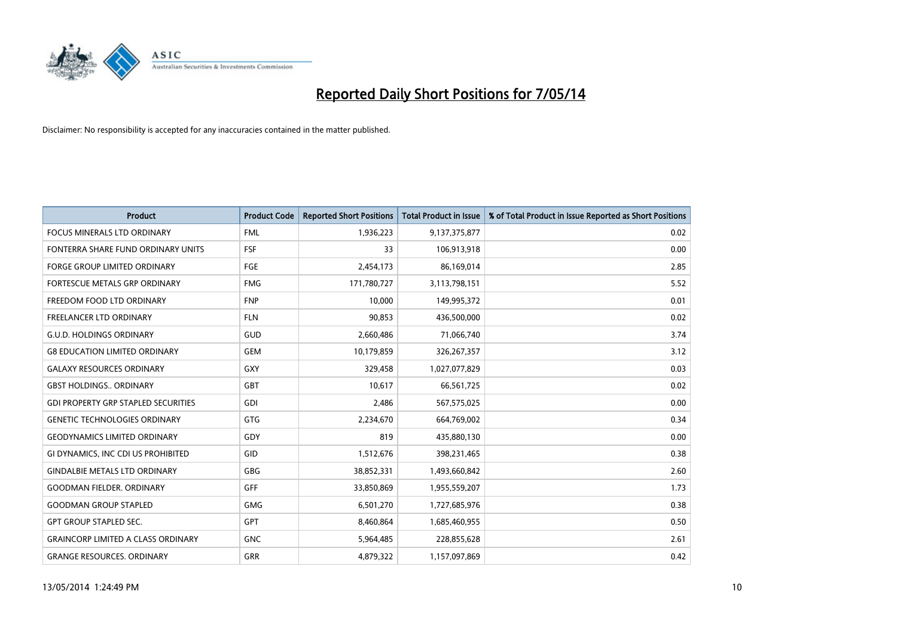# Reported Daily Short Positions for 7/05/14

Disclaimer: No responsibility is accepted for any inaccuracies contained in the matter published.

| Product | Product Code | Reported Short Positions | Total Product in Issue | % of Total Product in Issue Reported as Short Positions |
|---|---|---|---|---|
| FOCUS MINERALS LTD ORDINARY | FML | 1,936,223 | 9,137,375,877 | 0.02 |
| FONTERRA SHARE FUND ORDINARY UNITS | FSF | 33 | 106,913,918 | 0.00 |
| FORGE GROUP LIMITED ORDINARY | FGE | 2,454,173 | 86,169,014 | 2.85 |
| FORTESCUE METALS GRP ORDINARY | FMG | 171,780,727 | 3,113,798,151 | 5.52 |
| FREEDOM FOOD LTD ORDINARY | FNP | 10,000 | 149,995,372 | 0.01 |
| FREELANCER LTD ORDINARY | FLN | 90,853 | 436,500,000 | 0.02 |
| G.U.D. HOLDINGS ORDINARY | GUD | 2,660,486 | 71,066,740 | 3.74 |
| G8 EDUCATION LIMITED ORDINARY | GEM | 10,179,859 | 326,267,357 | 3.12 |
| GALAXY RESOURCES ORDINARY | GXY | 329,458 | 1,027,077,829 | 0.03 |
| GBST HOLDINGS.. ORDINARY | GBT | 10,617 | 66,561,725 | 0.02 |
| GDI PROPERTY GRP STAPLED SECURITIES | GDI | 2,486 | 567,575,025 | 0.00 |
| GENETIC TECHNOLOGIES ORDINARY | GTG | 2,234,670 | 664,769,002 | 0.34 |
| GEODYNAMICS LIMITED ORDINARY | GDY | 819 | 435,880,130 | 0.00 |
| GI DYNAMICS, INC CDI US PROHIBITED | GID | 1,512,676 | 398,231,465 | 0.38 |
| GINDALBIE METALS LTD ORDINARY | GBG | 38,852,331 | 1,493,660,842 | 2.60 |
| GOODMAN FIELDER. ORDINARY | GFF | 33,850,869 | 1,955,559,207 | 1.73 |
| GOODMAN GROUP STAPLED | GMG | 6,501,270 | 1,727,685,976 | 0.38 |
| GPT GROUP STAPLED SEC. | GPT | 8,460,864 | 1,685,460,955 | 0.50 |
| GRAINCORP LIMITED A CLASS ORDINARY | GNC | 5,964,485 | 228,855,628 | 2.61 |
| GRANGE RESOURCES. ORDINARY | GRR | 4,879,322 | 1,157,097,869 | 0.42 |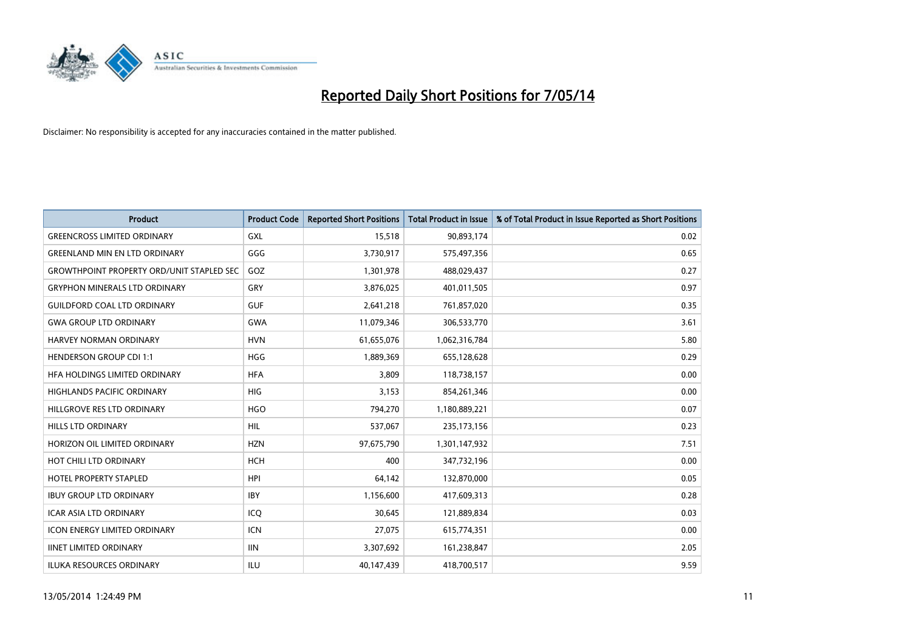# Reported Daily Short Positions for 7/05/14

Disclaimer: No responsibility is accepted for any inaccuracies contained in the matter published.

| Product | Product Code | Reported Short Positions | Total Product in Issue | % of Total Product in Issue Reported as Short Positions |
|---|---|---|---|---|
| GREENCROSS LIMITED ORDINARY | GXL | 15,518 | 90,893,174 | 0.02 |
| GREENLAND MIN EN LTD ORDINARY | GGG | 3,730,917 | 575,497,356 | 0.65 |
| GROWTHPOINT PROPERTY ORD/UNIT STAPLED SEC | GOZ | 1,301,978 | 488,029,437 | 0.27 |
| GRYPHON MINERALS LTD ORDINARY | GRY | 3,876,025 | 401,011,505 | 0.97 |
| GUILDFORD COAL LTD ORDINARY | GUF | 2,641,218 | 761,857,020 | 0.35 |
| GWA GROUP LTD ORDINARY | GWA | 11,079,346 | 306,533,770 | 3.61 |
| HARVEY NORMAN ORDINARY | HVN | 61,655,076 | 1,062,316,784 | 5.80 |
| HENDERSON GROUP CDI 1:1 | HGG | 1,889,369 | 655,128,628 | 0.29 |
| HFA HOLDINGS LIMITED ORDINARY | HFA | 3,809 | 118,738,157 | 0.00 |
| HIGHLANDS PACIFIC ORDINARY | HIG | 3,153 | 854,261,346 | 0.00 |
| HILLGROVE RES LTD ORDINARY | HGO | 794,270 | 1,180,889,221 | 0.07 |
| HILLS LTD ORDINARY | HIL | 537,067 | 235,173,156 | 0.23 |
| HORIZON OIL LIMITED ORDINARY | HZN | 97,675,790 | 1,301,147,932 | 7.51 |
| HOT CHILI LTD ORDINARY | HCH | 400 | 347,732,196 | 0.00 |
| HOTEL PROPERTY STAPLED | HPI | 64,142 | 132,870,000 | 0.05 |
| IBUY GROUP LTD ORDINARY | IBY | 1,156,600 | 417,609,313 | 0.28 |
| ICAR ASIA LTD ORDINARY | ICQ | 30,645 | 121,889,834 | 0.03 |
| ICON ENERGY LIMITED ORDINARY | ICN | 27,075 | 615,774,351 | 0.00 |
| IINET LIMITED ORDINARY | IIN | 3,307,692 | 161,238,847 | 2.05 |
| ILUKA RESOURCES ORDINARY | ILU | 40,147,439 | 418,700,517 | 9.59 |

13/05/2014 1:24:49 PM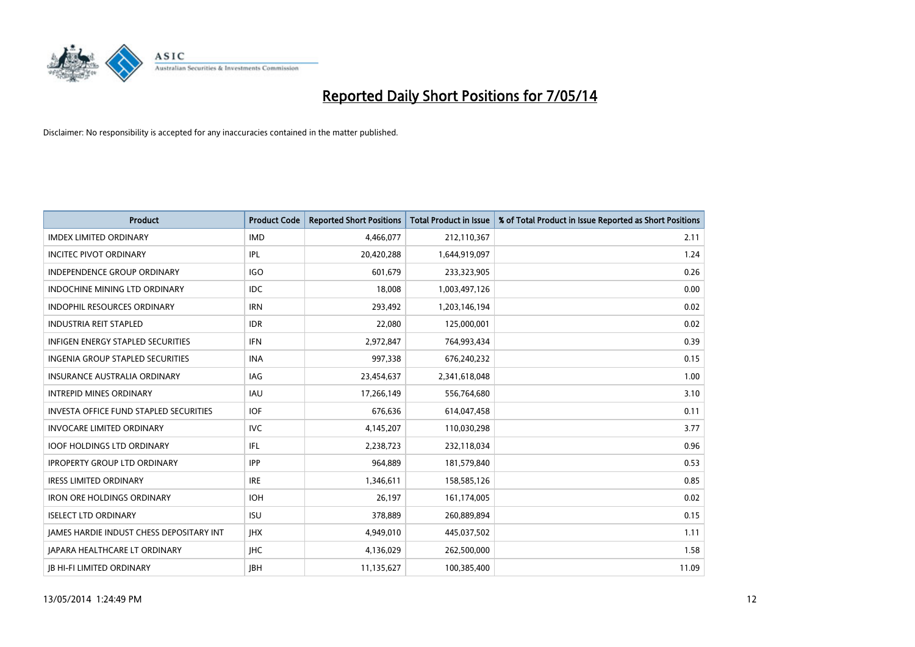# Reported Daily Short Positions for 7/05/14

Disclaimer: No responsibility is accepted for any inaccuracies contained in the matter published.

| Product | Product Code | Reported Short Positions | Total Product in Issue | % of Total Product in Issue Reported as Short Positions |
|---|---|---|---|---|
| IMDEX LIMITED ORDINARY | IMD | 4,466,077 | 212,110,367 | 2.11 |
| INCITEC PIVOT ORDINARY | IPL | 20,420,288 | 1,644,919,097 | 1.24 |
| INDEPENDENCE GROUP ORDINARY | IGO | 601,679 | 233,323,905 | 0.26 |
| INDOCHINE MINING LTD ORDINARY | IDC | 18,008 | 1,003,497,126 | 0.00 |
| INDOPHIL RESOURCES ORDINARY | IRN | 293,492 | 1,203,146,194 | 0.02 |
| INDUSTRIA REIT STAPLED | IDR | 22,080 | 125,000,001 | 0.02 |
| INFIGEN ENERGY STAPLED SECURITIES | IFN | 2,972,847 | 764,993,434 | 0.39 |
| INGENIA GROUP STAPLED SECURITIES | INA | 997,338 | 676,240,232 | 0.15 |
| INSURANCE AUSTRALIA ORDINARY | IAG | 23,454,637 | 2,341,618,048 | 1.00 |
| INTREPID MINES ORDINARY | IAU | 17,266,149 | 556,764,680 | 3.10 |
| INVESTA OFFICE FUND STAPLED SECURITIES | IOF | 676,636 | 614,047,458 | 0.11 |
| INVOCARE LIMITED ORDINARY | IVC | 4,145,207 | 110,030,298 | 3.77 |
| IOOF HOLDINGS LTD ORDINARY | IFL | 2,238,723 | 232,118,034 | 0.96 |
| IPROPERTY GROUP LTD ORDINARY | IPP | 964,889 | 181,579,840 | 0.53 |
| IRESS LIMITED ORDINARY | IRE | 1,346,611 | 158,585,126 | 0.85 |
| IRON ORE HOLDINGS ORDINARY | IOH | 26,197 | 161,174,005 | 0.02 |
| ISELECT LTD ORDINARY | ISU | 378,889 | 260,889,894 | 0.15 |
| JAMES HARDIE INDUST CHESS DEPOSITARY INT | JHX | 4,949,010 | 445,037,502 | 1.11 |
| JAPARA HEALTHCARE LT ORDINARY | JHC | 4,136,029 | 262,500,000 | 1.58 |
| JB HI-FI LIMITED ORDINARY | JBH | 11,135,627 | 100,385,400 | 11.09 |

13/05/2014 1:24:49 PM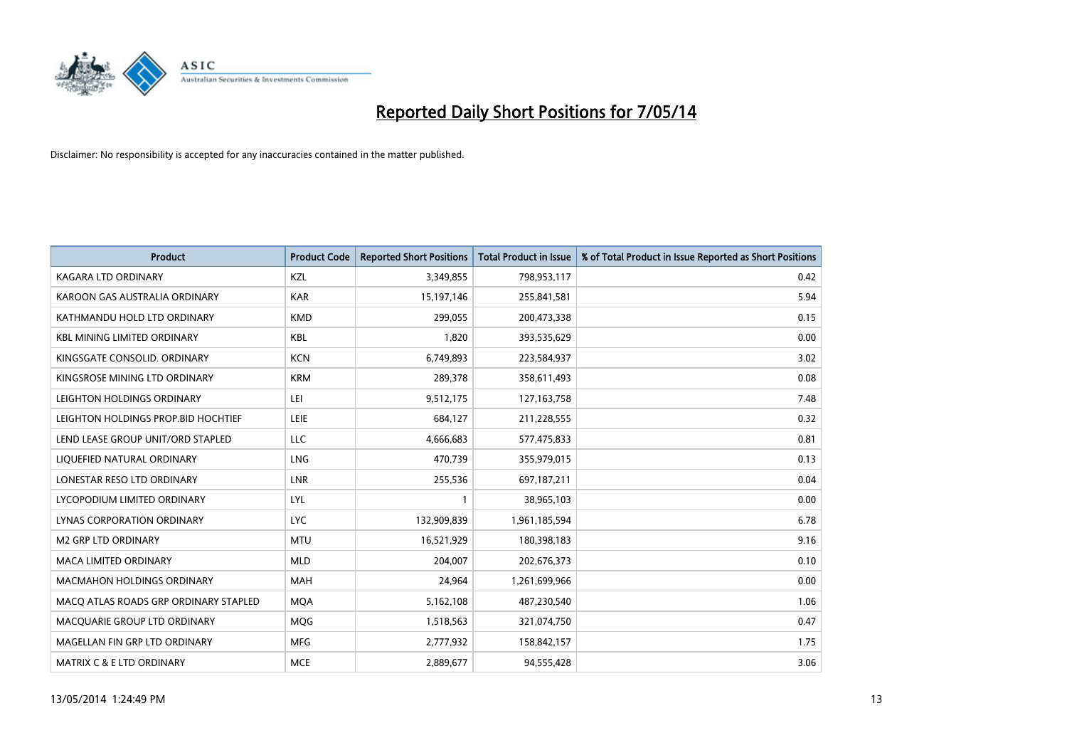# Reported Daily Short Positions for 7/05/14

Disclaimer: No responsibility is accepted for any inaccuracies contained in the matter published.

| Product | Product Code | Reported Short Positions | Total Product in Issue | % of Total Product in Issue Reported as Short Positions |
|---|---|---|---|---|
| KAGARA LTD ORDINARY | KZL | 3,349,855 | 798,953,117 | 0.42 |
| KAROON GAS AUSTRALIA ORDINARY | KAR | 15,197,146 | 255,841,581 | 5.94 |
| KATHMANDU HOLD LTD ORDINARY | KMD | 299,055 | 200,473,338 | 0.15 |
| KBL MINING LIMITED ORDINARY | KBL | 1,820 | 393,535,629 | 0.00 |
| KINGSGATE CONSOLID. ORDINARY | KCN | 6,749,893 | 223,584,937 | 3.02 |
| KINGSROSE MINING LTD ORDINARY | KRM | 289,378 | 358,611,493 | 0.08 |
| LEIGHTON HOLDINGS ORDINARY | LEI | 9,512,175 | 127,163,758 | 7.48 |
| LEIGHTON HOLDINGS PROP.BID HOCHTIEF | LEIE | 684,127 | 211,228,555 | 0.32 |
| LEND LEASE GROUP UNIT/ORD STAPLED | LLC | 4,666,683 | 577,475,833 | 0.81 |
| LIQUEFIED NATURAL ORDINARY | LNG | 470,739 | 355,979,015 | 0.13 |
| LONESTAR RESO LTD ORDINARY | LNR | 255,536 | 697,187,211 | 0.04 |
| LYCOPODIUM LIMITED ORDINARY | LYL | 1 | 38,965,103 | 0.00 |
| LYNAS CORPORATION ORDINARY | LYC | 132,909,839 | 1,961,185,594 | 6.78 |
| M2 GRP LTD ORDINARY | MTU | 16,521,929 | 180,398,183 | 9.16 |
| MACA LIMITED ORDINARY | MLD | 204,007 | 202,676,373 | 0.10 |
| MACMAHON HOLDINGS ORDINARY | MAH | 24,964 | 1,261,699,966 | 0.00 |
| MACQ ATLAS ROADS GRP ORDINARY STAPLED | MQA | 5,162,108 | 487,230,540 | 1.06 |
| MACQUARIE GROUP LTD ORDINARY | MQG | 1,518,563 | 321,074,750 | 0.47 |
| MAGELLAN FIN GRP LTD ORDINARY | MFG | 2,777,932 | 158,842,157 | 1.75 |
| MATRIX C & E LTD ORDINARY | MCE | 2,889,677 | 94,555,428 | 3.06 |

13/05/2014 1:24:49 PM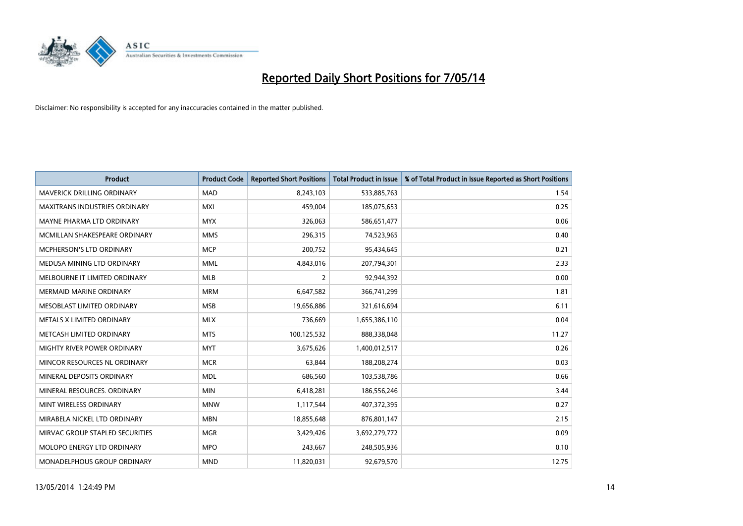# Reported Daily Short Positions for 7/05/14

Disclaimer: No responsibility is accepted for any inaccuracies contained in the matter published.

| Product | Product Code | Reported Short Positions | Total Product in Issue | % of Total Product in Issue Reported as Short Positions |
|---|---|---|---|---|
| MAVERICK DRILLING ORDINARY | MAD | 8,243,103 | 533,885,763 | 1.54 |
| MAXITRANS INDUSTRIES ORDINARY | MXI | 459,004 | 185,075,653 | 0.25 |
| MAYNE PHARMA LTD ORDINARY | MYX | 326,063 | 586,651,477 | 0.06 |
| MCMILLAN SHAKESPEARE ORDINARY | MMS | 296,315 | 74,523,965 | 0.40 |
| MCPHERSON'S LTD ORDINARY | MCP | 200,752 | 95,434,645 | 0.21 |
| MEDUSA MINING LTD ORDINARY | MML | 4,843,016 | 207,794,301 | 2.33 |
| MELBOURNE IT LIMITED ORDINARY | MLB | 2 | 92,944,392 | 0.00 |
| MERMAID MARINE ORDINARY | MRM | 6,647,582 | 366,741,299 | 1.81 |
| MESOBLAST LIMITED ORDINARY | MSB | 19,656,886 | 321,616,694 | 6.11 |
| METALS X LIMITED ORDINARY | MLX | 736,669 | 1,655,386,110 | 0.04 |
| METCASH LIMITED ORDINARY | MTS | 100,125,532 | 888,338,048 | 11.27 |
| MIGHTY RIVER POWER ORDINARY | MYT | 3,675,626 | 1,400,012,517 | 0.26 |
| MINCOR RESOURCES NL ORDINARY | MCR | 63,844 | 188,208,274 | 0.03 |
| MINERAL DEPOSITS ORDINARY | MDL | 686,560 | 103,538,786 | 0.66 |
| MINERAL RESOURCES. ORDINARY | MIN | 6,418,281 | 186,556,246 | 3.44 |
| MINT WIRELESS ORDINARY | MNW | 1,117,544 | 407,372,395 | 0.27 |
| MIRABELA NICKEL LTD ORDINARY | MBN | 18,855,648 | 876,801,147 | 2.15 |
| MIRVAC GROUP STAPLED SECURITIES | MGR | 3,429,426 | 3,692,279,772 | 0.09 |
| MOLOPO ENERGY LTD ORDINARY | MPO | 243,667 | 248,505,936 | 0.10 |
| MONADELPHOUS GROUP ORDINARY | MND | 11,820,031 | 92,679,570 | 12.75 |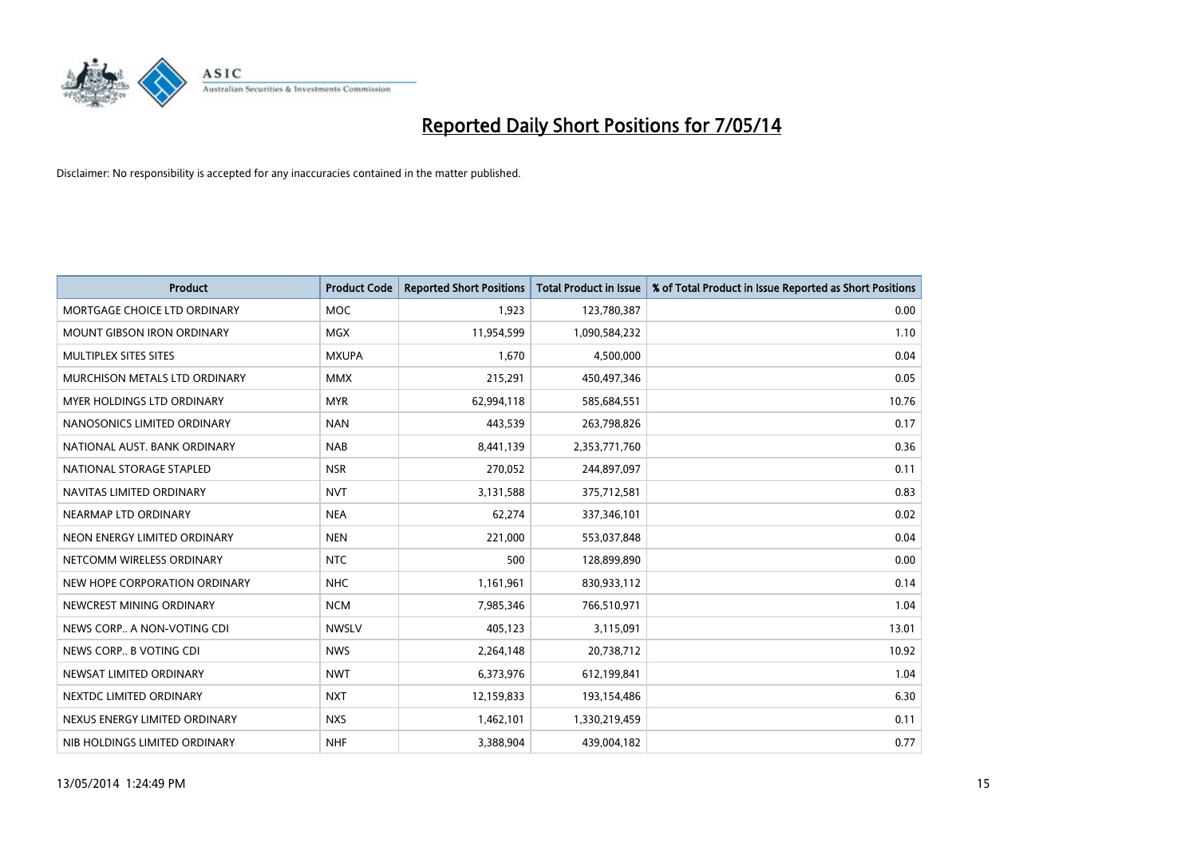# Reported Daily Short Positions for 7/05/14

Disclaimer: No responsibility is accepted for any inaccuracies contained in the matter published.

| Product | Product Code | Reported Short Positions | Total Product in Issue | % of Total Product in Issue Reported as Short Positions |
|---|---|---|---|---|
| MORTGAGE CHOICE LTD ORDINARY | MOC | 1,923 | 123,780,387 | 0.00 |
| MOUNT GIBSON IRON ORDINARY | MGX | 11,954,599 | 1,090,584,232 | 1.10 |
| MULTIPLEX SITES SITES | MXUPA | 1,670 | 4,500,000 | 0.04 |
| MURCHISON METALS LTD ORDINARY | MMX | 215,291 | 450,497,346 | 0.05 |
| MYER HOLDINGS LTD ORDINARY | MYR | 62,994,118 | 585,684,551 | 10.76 |
| NANOSONICS LIMITED ORDINARY | NAN | 443,539 | 263,798,826 | 0.17 |
| NATIONAL AUST. BANK ORDINARY | NAB | 8,441,139 | 2,353,771,760 | 0.36 |
| NATIONAL STORAGE STAPLED | NSR | 270,052 | 244,897,097 | 0.11 |
| NAVITAS LIMITED ORDINARY | NVT | 3,131,588 | 375,712,581 | 0.83 |
| NEARMAP LTD ORDINARY | NEA | 62,274 | 337,346,101 | 0.02 |
| NEON ENERGY LIMITED ORDINARY | NEN | 221,000 | 553,037,848 | 0.04 |
| NETCOMM WIRELESS ORDINARY | NTC | 500 | 128,899,890 | 0.00 |
| NEW HOPE CORPORATION ORDINARY | NHC | 1,161,961 | 830,933,112 | 0.14 |
| NEWCREST MINING ORDINARY | NCM | 7,985,346 | 766,510,971 | 1.04 |
| NEWS CORP.. A NON-VOTING CDI | NWSLV | 405,123 | 3,115,091 | 13.01 |
| NEWS CORP.. B VOTING CDI | NWS | 2,264,148 | 20,738,712 | 10.92 |
| NEWSAT LIMITED ORDINARY | NWT | 6,373,976 | 612,199,841 | 1.04 |
| NEXTDC LIMITED ORDINARY | NXT | 12,159,833 | 193,154,486 | 6.30 |
| NEXUS ENERGY LIMITED ORDINARY | NXS | 1,462,101 | 1,330,219,459 | 0.11 |
| NIB HOLDINGS LIMITED ORDINARY | NHF | 3,388,904 | 439,004,182 | 0.77 |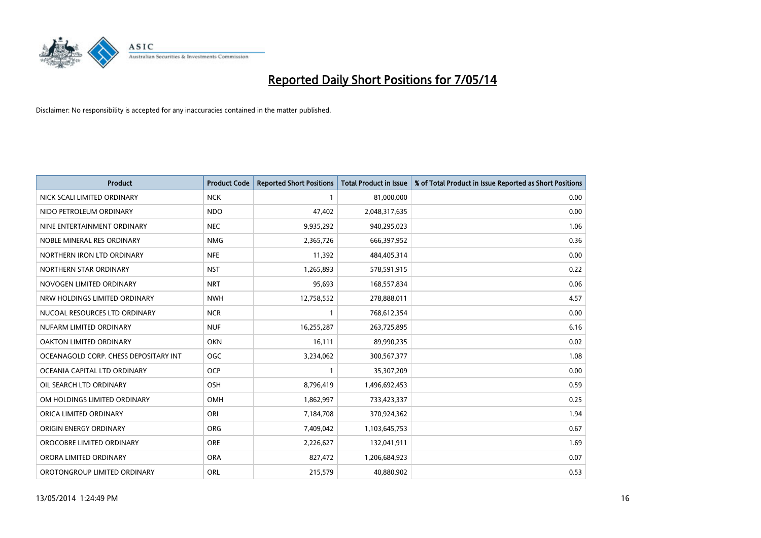# Reported Daily Short Positions for 7/05/14

Disclaimer: No responsibility is accepted for any inaccuracies contained in the matter published.

| Product | Product Code | Reported Short Positions | Total Product in Issue | % of Total Product in Issue Reported as Short Positions |
|---|---|---|---|---|
| NICK SCALI LIMITED ORDINARY | NCK | 1 | 81,000,000 | 0.00 |
| NIDO PETROLEUM ORDINARY | NDO | 47,402 | 2,048,317,635 | 0.00 |
| NINE ENTERTAINMENT ORDINARY | NEC | 9,935,292 | 940,295,023 | 1.06 |
| NOBLE MINERAL RES ORDINARY | NMG | 2,365,726 | 666,397,952 | 0.36 |
| NORTHERN IRON LTD ORDINARY | NFE | 11,392 | 484,405,314 | 0.00 |
| NORTHERN STAR ORDINARY | NST | 1,265,893 | 578,591,915 | 0.22 |
| NOVOGEN LIMITED ORDINARY | NRT | 95,693 | 168,557,834 | 0.06 |
| NRW HOLDINGS LIMITED ORDINARY | NWH | 12,758,552 | 278,888,011 | 4.57 |
| NUCOAL RESOURCES LTD ORDINARY | NCR | 1 | 768,612,354 | 0.00 |
| NUFARM LIMITED ORDINARY | NUF | 16,255,287 | 263,725,895 | 6.16 |
| OAKTON LIMITED ORDINARY | OKN | 16,111 | 89,990,235 | 0.02 |
| OCEANAGOLD CORP. CHESS DEPOSITARY INT | OGC | 3,234,062 | 300,567,377 | 1.08 |
| OCEANIA CAPITAL LTD ORDINARY | OCP | 1 | 35,307,209 | 0.00 |
| OIL SEARCH LTD ORDINARY | OSH | 8,796,419 | 1,496,692,453 | 0.59 |
| OM HOLDINGS LIMITED ORDINARY | OMH | 1,862,997 | 733,423,337 | 0.25 |
| ORICA LIMITED ORDINARY | ORI | 7,184,708 | 370,924,362 | 1.94 |
| ORIGIN ENERGY ORDINARY | ORG | 7,409,042 | 1,103,645,753 | 0.67 |
| OROCOBRE LIMITED ORDINARY | ORE | 2,226,627 | 132,041,911 | 1.69 |
| ORORA LIMITED ORDINARY | ORA | 827,472 | 1,206,684,923 | 0.07 |
| OROTONGROUP LIMITED ORDINARY | ORL | 215,579 | 40,880,902 | 0.53 |

13/05/2014 1:24:49 PM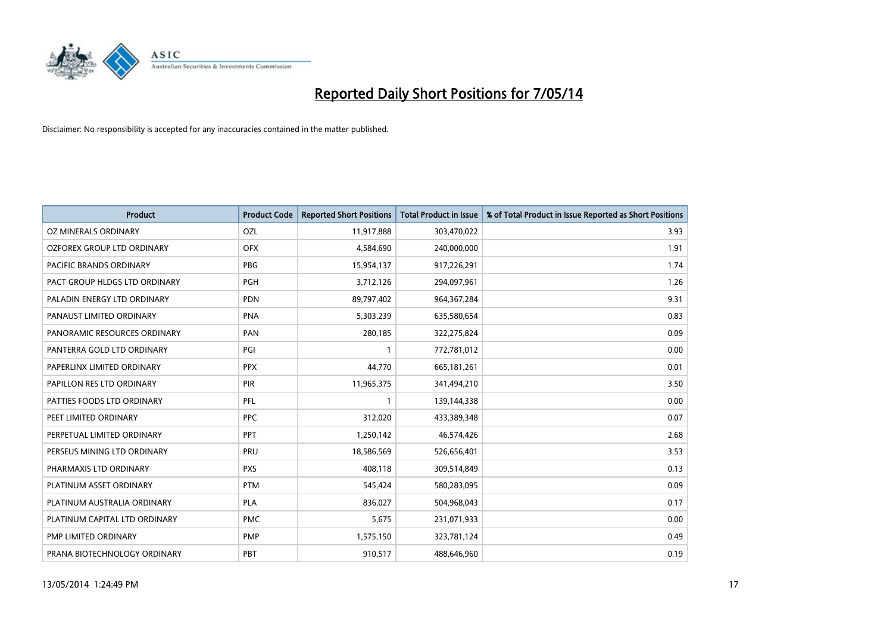# Reported Daily Short Positions for 7/05/14

Disclaimer: No responsibility is accepted for any inaccuracies contained in the matter published.

| Product | Product Code | Reported Short Positions | Total Product in Issue | % of Total Product in Issue Reported as Short Positions |
|---|---|---|---|---|
| OZ MINERALS ORDINARY | OZL | 11,917,888 | 303,470,022 | 3.93 |
| OZFOREX GROUP LTD ORDINARY | OFX | 4,584,690 | 240,000,000 | 1.91 |
| PACIFIC BRANDS ORDINARY | PBG | 15,954,137 | 917,226,291 | 1.74 |
| PACT GROUP HLDGS LTD ORDINARY | PGH | 3,712,126 | 294,097,961 | 1.26 |
| PALADIN ENERGY LTD ORDINARY | PDN | 89,797,402 | 964,367,284 | 9.31 |
| PANAUST LIMITED ORDINARY | PNA | 5,303,239 | 635,580,654 | 0.83 |
| PANORAMIC RESOURCES ORDINARY | PAN | 280,185 | 322,275,824 | 0.09 |
| PANTERRA GOLD LTD ORDINARY | PGI | 1 | 772,781,012 | 0.00 |
| PAPERLINX LIMITED ORDINARY | PPX | 44,770 | 665,181,261 | 0.01 |
| PAPILLON RES LTD ORDINARY | PIR | 11,965,375 | 341,494,210 | 3.50 |
| PATTIES FOODS LTD ORDINARY | PFL | 1 | 139,144,338 | 0.00 |
| PEET LIMITED ORDINARY | PPC | 312,020 | 433,389,348 | 0.07 |
| PERPETUAL LIMITED ORDINARY | PPT | 1,250,142 | 46,574,426 | 2.68 |
| PERSEUS MINING LTD ORDINARY | PRU | 18,586,569 | 526,656,401 | 3.53 |
| PHARMAXIS LTD ORDINARY | PXS | 408,118 | 309,514,849 | 0.13 |
| PLATINUM ASSET ORDINARY | PTM | 545,424 | 580,283,095 | 0.09 |
| PLATINUM AUSTRALIA ORDINARY | PLA | 836,027 | 504,968,043 | 0.17 |
| PLATINUM CAPITAL LTD ORDINARY | PMC | 5,675 | 231,071,933 | 0.00 |
| PMP LIMITED ORDINARY | PMP | 1,575,150 | 323,781,124 | 0.49 |
| PRANA BIOTECHNOLOGY ORDINARY | PBT | 910,517 | 488,646,960 | 0.19 |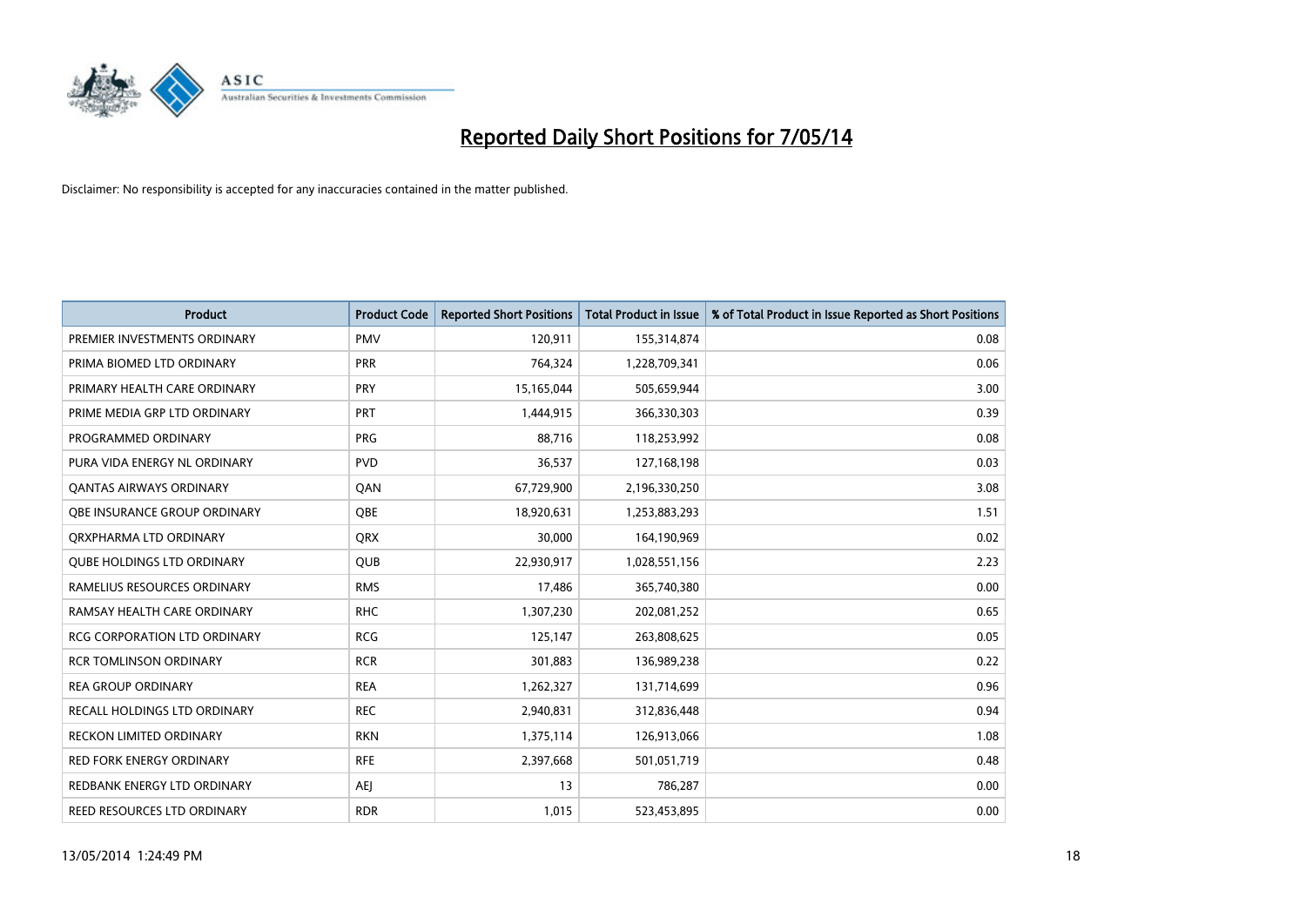# Reported Daily Short Positions for 7/05/14

Disclaimer: No responsibility is accepted for any inaccuracies contained in the matter published.

| Product | Product Code | Reported Short Positions | Total Product in Issue | % of Total Product in Issue Reported as Short Positions |
|---|---|---|---|---|
| PREMIER INVESTMENTS ORDINARY | PMV | 120,911 | 155,314,874 | 0.08 |
| PRIMA BIOMED LTD ORDINARY | PRR | 764,324 | 1,228,709,341 | 0.06 |
| PRIMARY HEALTH CARE ORDINARY | PRY | 15,165,044 | 505,659,944 | 3.00 |
| PRIME MEDIA GRP LTD ORDINARY | PRT | 1,444,915 | 366,330,303 | 0.39 |
| PROGRAMMED ORDINARY | PRG | 88,716 | 118,253,992 | 0.08 |
| PURA VIDA ENERGY NL ORDINARY | PVD | 36,537 | 127,168,198 | 0.03 |
| QANTAS AIRWAYS ORDINARY | QAN | 67,729,900 | 2,196,330,250 | 3.08 |
| QBE INSURANCE GROUP ORDINARY | QBE | 18,920,631 | 1,253,883,293 | 1.51 |
| QRXPHARMA LTD ORDINARY | QRX | 30,000 | 164,190,969 | 0.02 |
| QUBE HOLDINGS LTD ORDINARY | QUB | 22,930,917 | 1,028,551,156 | 2.23 |
| RAMELIUS RESOURCES ORDINARY | RMS | 17,486 | 365,740,380 | 0.00 |
| RAMSAY HEALTH CARE ORDINARY | RHC | 1,307,230 | 202,081,252 | 0.65 |
| RCG CORPORATION LTD ORDINARY | RCG | 125,147 | 263,808,625 | 0.05 |
| RCR TOMLINSON ORDINARY | RCR | 301,883 | 136,989,238 | 0.22 |
| REA GROUP ORDINARY | REA | 1,262,327 | 131,714,699 | 0.96 |
| RECALL HOLDINGS LTD ORDINARY | REC | 2,940,831 | 312,836,448 | 0.94 |
| RECKON LIMITED ORDINARY | RKN | 1,375,114 | 126,913,066 | 1.08 |
| RED FORK ENERGY ORDINARY | RFE | 2,397,668 | 501,051,719 | 0.48 |
| REDBANK ENERGY LTD ORDINARY | AEJ | 13 | 786,287 | 0.00 |
| REED RESOURCES LTD ORDINARY | RDR | 1,015 | 523,453,895 | 0.00 |

13/05/2014 1:24:49 PM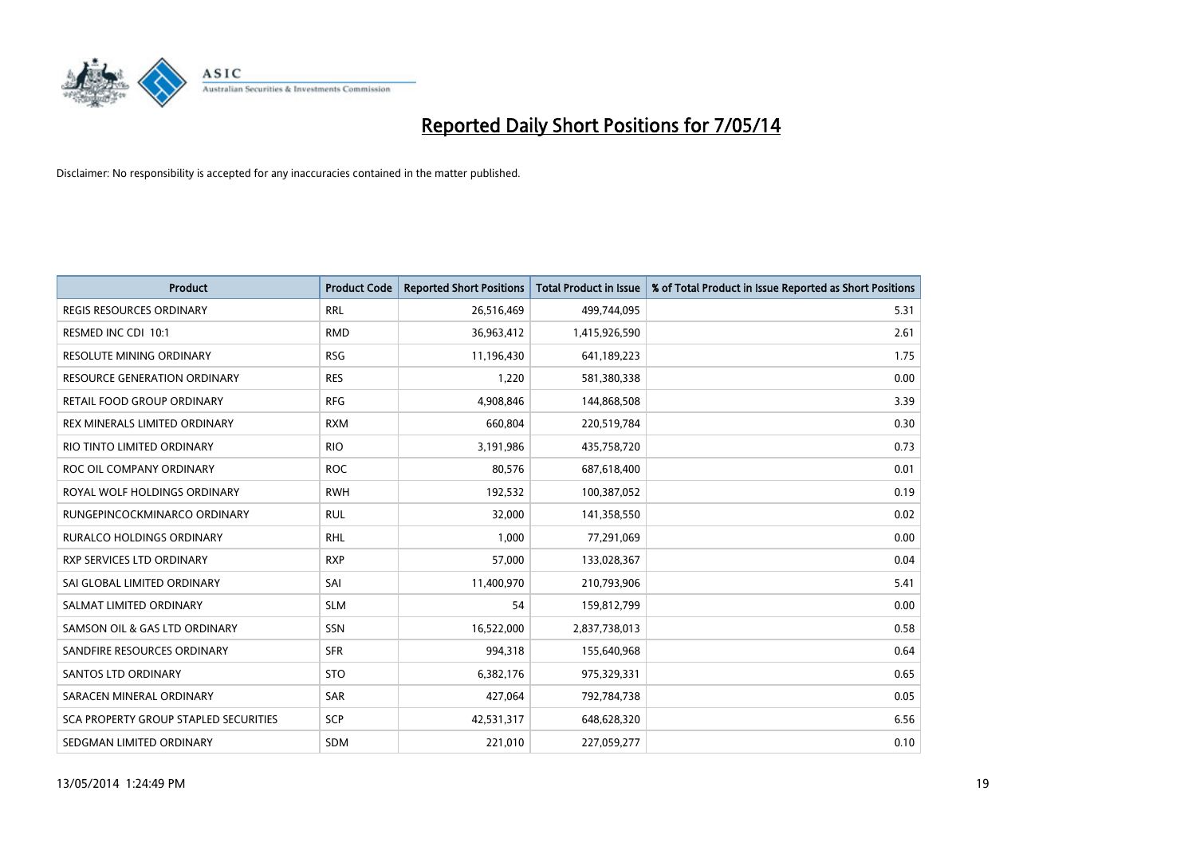# Reported Daily Short Positions for 7/05/14

Disclaimer: No responsibility is accepted for any inaccuracies contained in the matter published.

| Product | Product Code | Reported Short Positions | Total Product in Issue | % of Total Product in Issue Reported as Short Positions |
|---|---|---|---|---|
| REGIS RESOURCES ORDINARY | RRL | 26,516,469 | 499,744,095 | 5.31 |
| RESMED INC CDI 10:1 | RMD | 36,963,412 | 1,415,926,590 | 2.61 |
| RESOLUTE MINING ORDINARY | RSG | 11,196,430 | 641,189,223 | 1.75 |
| RESOURCE GENERATION ORDINARY | RES | 1,220 | 581,380,338 | 0.00 |
| RETAIL FOOD GROUP ORDINARY | RFG | 4,908,846 | 144,868,508 | 3.39 |
| REX MINERALS LIMITED ORDINARY | RXM | 660,804 | 220,519,784 | 0.30 |
| RIO TINTO LIMITED ORDINARY | RIO | 3,191,986 | 435,758,720 | 0.73 |
| ROC OIL COMPANY ORDINARY | ROC | 80,576 | 687,618,400 | 0.01 |
| ROYAL WOLF HOLDINGS ORDINARY | RWH | 192,532 | 100,387,052 | 0.19 |
| RUNGEPINCOCKMINARCO ORDINARY | RUL | 32,000 | 141,358,550 | 0.02 |
| RURALCO HOLDINGS ORDINARY | RHL | 1,000 | 77,291,069 | 0.00 |
| RXP SERVICES LTD ORDINARY | RXP | 57,000 | 133,028,367 | 0.04 |
| SAI GLOBAL LIMITED ORDINARY | SAI | 11,400,970 | 210,793,906 | 5.41 |
| SALMAT LIMITED ORDINARY | SLM | 54 | 159,812,799 | 0.00 |
| SAMSON OIL & GAS LTD ORDINARY | SSN | 16,522,000 | 2,837,738,013 | 0.58 |
| SANDFIRE RESOURCES ORDINARY | SFR | 994,318 | 155,640,968 | 0.64 |
| SANTOS LTD ORDINARY | STO | 6,382,176 | 975,329,331 | 0.65 |
| SARACEN MINERAL ORDINARY | SAR | 427,064 | 792,784,738 | 0.05 |
| SCA PROPERTY GROUP STAPLED SECURITIES | SCP | 42,531,317 | 648,628,320 | 6.56 |
| SEDGMAN LIMITED ORDINARY | SDM | 221,010 | 227,059,277 | 0.10 |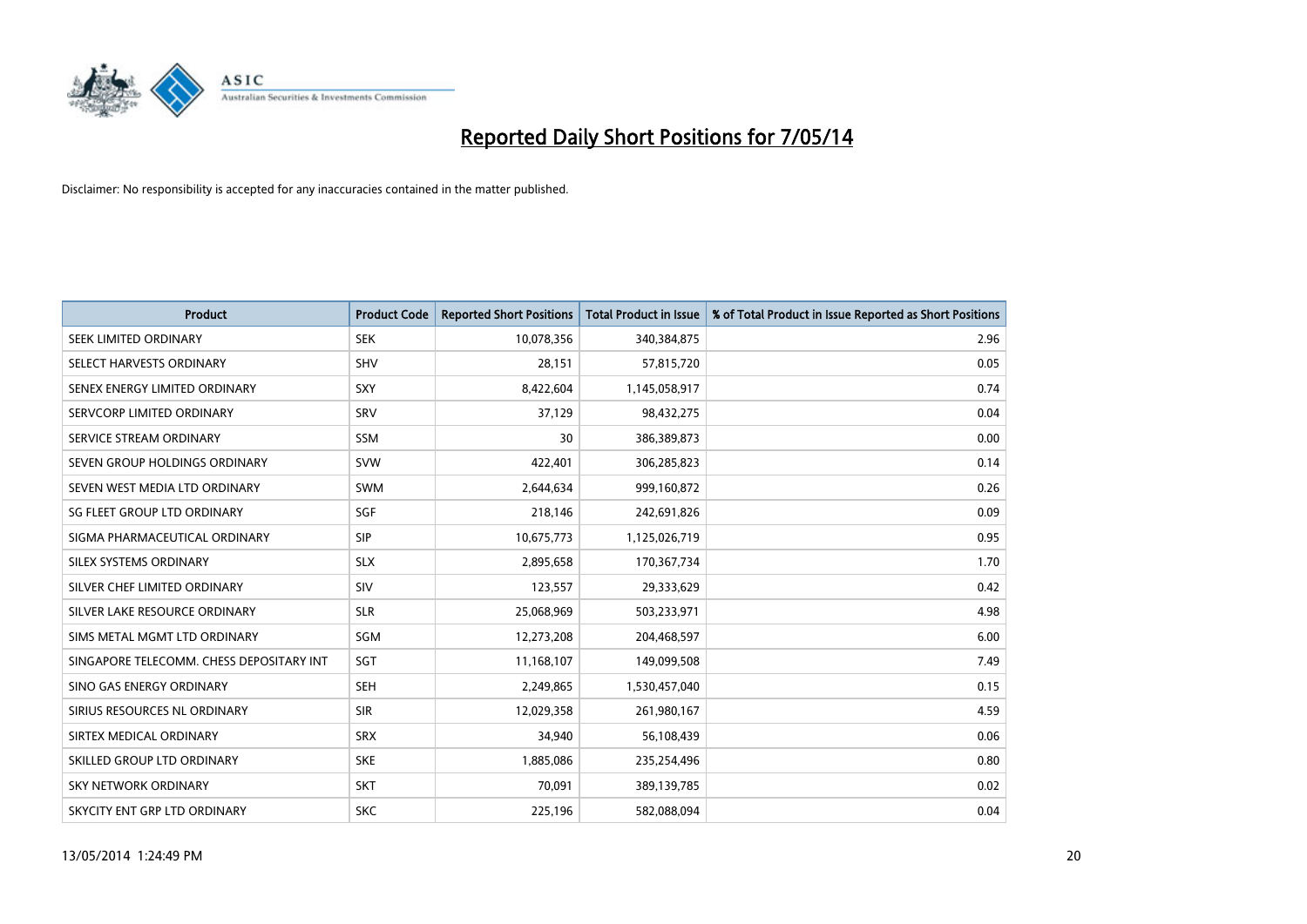# Reported Daily Short Positions for 7/05/14

Disclaimer: No responsibility is accepted for any inaccuracies contained in the matter published.

| Product | Product Code | Reported Short Positions | Total Product in Issue | % of Total Product in Issue Reported as Short Positions |
|---|---|---|---|---|
| SEEK LIMITED ORDINARY | SEK | 10,078,356 | 340,384,875 | 2.96 |
| SELECT HARVESTS ORDINARY | SHV | 28,151 | 57,815,720 | 0.05 |
| SENEX ENERGY LIMITED ORDINARY | SXY | 8,422,604 | 1,145,058,917 | 0.74 |
| SERVCORP LIMITED ORDINARY | SRV | 37,129 | 98,432,275 | 0.04 |
| SERVICE STREAM ORDINARY | SSM | 30 | 386,389,873 | 0.00 |
| SEVEN GROUP HOLDINGS ORDINARY | SVW | 422,401 | 306,285,823 | 0.14 |
| SEVEN WEST MEDIA LTD ORDINARY | SWM | 2,644,634 | 999,160,872 | 0.26 |
| SG FLEET GROUP LTD ORDINARY | SGF | 218,146 | 242,691,826 | 0.09 |
| SIGMA PHARMACEUTICAL ORDINARY | SIP | 10,675,773 | 1,125,026,719 | 0.95 |
| SILEX SYSTEMS ORDINARY | SLX | 2,895,658 | 170,367,734 | 1.70 |
| SILVER CHEF LIMITED ORDINARY | SIV | 123,557 | 29,333,629 | 0.42 |
| SILVER LAKE RESOURCE ORDINARY | SLR | 25,068,969 | 503,233,971 | 4.98 |
| SIMS METAL MGMT LTD ORDINARY | SGM | 12,273,208 | 204,468,597 | 6.00 |
| SINGAPORE TELECOMM. CHESS DEPOSITARY INT | SGT | 11,168,107 | 149,099,508 | 7.49 |
| SINO GAS ENERGY ORDINARY | SEH | 2,249,865 | 1,530,457,040 | 0.15 |
| SIRIUS RESOURCES NL ORDINARY | SIR | 12,029,358 | 261,980,167 | 4.59 |
| SIRTEX MEDICAL ORDINARY | SRX | 34,940 | 56,108,439 | 0.06 |
| SKILLED GROUP LTD ORDINARY | SKE | 1,885,086 | 235,254,496 | 0.80 |
| SKY NETWORK ORDINARY | SKT | 70,091 | 389,139,785 | 0.02 |
| SKYCITY ENT GRP LTD ORDINARY | SKC | 225,196 | 582,088,094 | 0.04 |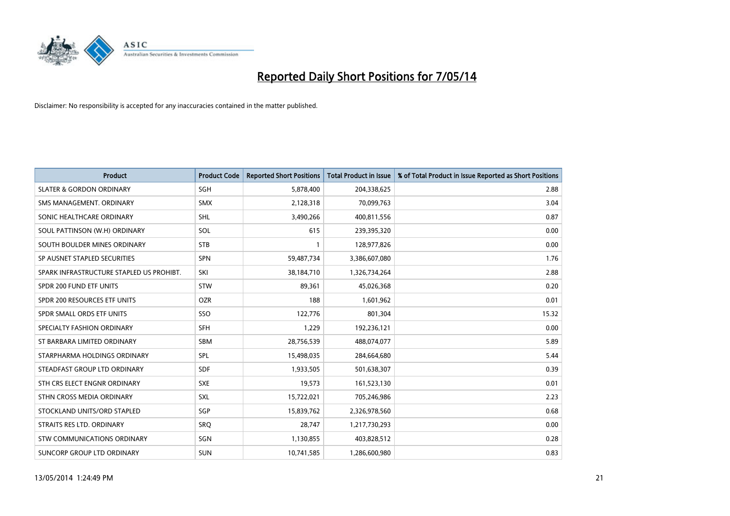# Reported Daily Short Positions for 7/05/14

Disclaimer: No responsibility is accepted for any inaccuracies contained in the matter published.

| Product | Product Code | Reported Short Positions | Total Product in Issue | % of Total Product in Issue Reported as Short Positions |
|---|---|---|---|---|
| SLATER & GORDON ORDINARY | SGH | 5,878,400 | 204,338,625 | 2.88 |
| SMS MANAGEMENT. ORDINARY | SMX | 2,128,318 | 70,099,763 | 3.04 |
| SONIC HEALTHCARE ORDINARY | SHL | 3,490,266 | 400,811,556 | 0.87 |
| SOUL PATTINSON (W.H) ORDINARY | SOL | 615 | 239,395,320 | 0.00 |
| SOUTH BOULDER MINES ORDINARY | STB | 1 | 128,977,826 | 0.00 |
| SP AUSNET STAPLED SECURITIES | SPN | 59,487,734 | 3,386,607,080 | 1.76 |
| SPARK INFRASTRUCTURE STAPLED US PROHIBT. | SKI | 38,184,710 | 1,326,734,264 | 2.88 |
| SPDR 200 FUND ETF UNITS | STW | 89,361 | 45,026,368 | 0.20 |
| SPDR 200 RESOURCES ETF UNITS | OZR | 188 | 1,601,962 | 0.01 |
| SPDR SMALL ORDS ETF UNITS | SSO | 122,776 | 801,304 | 15.32 |
| SPECIALTY FASHION ORDINARY | SFH | 1,229 | 192,236,121 | 0.00 |
| ST BARBARA LIMITED ORDINARY | SBM | 28,756,539 | 488,074,077 | 5.89 |
| STARPHARMA HOLDINGS ORDINARY | SPL | 15,498,035 | 284,664,680 | 5.44 |
| STEADFAST GROUP LTD ORDINARY | SDF | 1,933,505 | 501,638,307 | 0.39 |
| STH CRS ELECT ENGNR ORDINARY | SXE | 19,573 | 161,523,130 | 0.01 |
| STHN CROSS MEDIA ORDINARY | SXL | 15,722,021 | 705,246,986 | 2.23 |
| STOCKLAND UNITS/ORD STAPLED | SGP | 15,839,762 | 2,326,978,560 | 0.68 |
| STRAITS RES LTD. ORDINARY | SRQ | 28,747 | 1,217,730,293 | 0.00 |
| STW COMMUNICATIONS ORDINARY | SGN | 1,130,855 | 403,828,512 | 0.28 |
| SUNCORP GROUP LTD ORDINARY | SUN | 10,741,585 | 1,286,600,980 | 0.83 |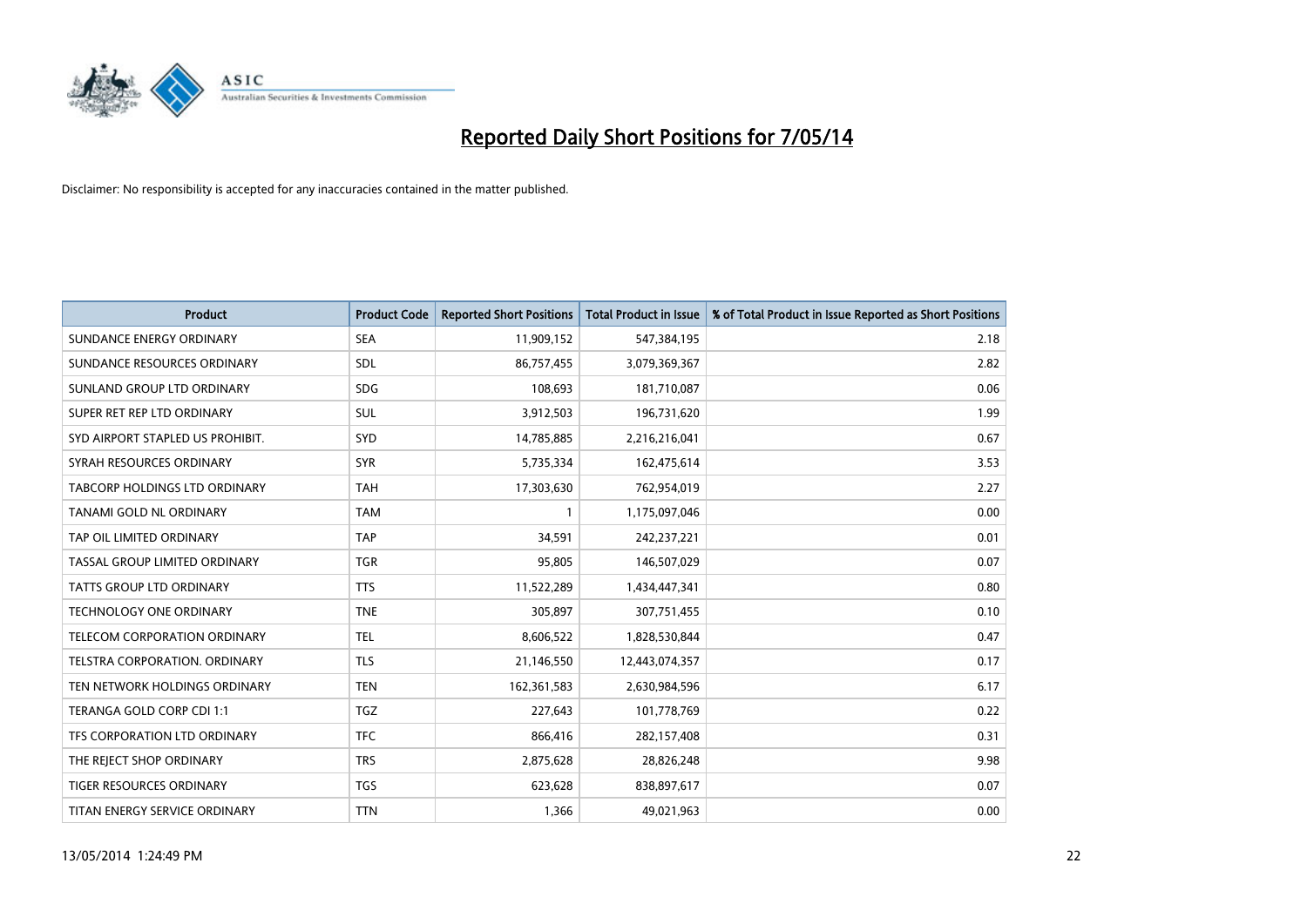# Reported Daily Short Positions for 7/05/14

Disclaimer: No responsibility is accepted for any inaccuracies contained in the matter published.

| Product | Product Code | Reported Short Positions | Total Product in Issue | % of Total Product in Issue Reported as Short Positions |
|---|---|---|---|---|
| SUNDANCE ENERGY ORDINARY | SEA | 11,909,152 | 547,384,195 | 2.18 |
| SUNDANCE RESOURCES ORDINARY | SDL | 86,757,455 | 3,079,369,367 | 2.82 |
| SUNLAND GROUP LTD ORDINARY | SDG | 108,693 | 181,710,087 | 0.06 |
| SUPER RET REP LTD ORDINARY | SUL | 3,912,503 | 196,731,620 | 1.99 |
| SYD AIRPORT STAPLED US PROHIBIT. | SYD | 14,785,885 | 2,216,216,041 | 0.67 |
| SYRAH RESOURCES ORDINARY | SYR | 5,735,334 | 162,475,614 | 3.53 |
| TABCORP HOLDINGS LTD ORDINARY | TAH | 17,303,630 | 762,954,019 | 2.27 |
| TANAMI GOLD NL ORDINARY | TAM | 1 | 1,175,097,046 | 0.00 |
| TAP OIL LIMITED ORDINARY | TAP | 34,591 | 242,237,221 | 0.01 |
| TASSAL GROUP LIMITED ORDINARY | TGR | 95,805 | 146,507,029 | 0.07 |
| TATTS GROUP LTD ORDINARY | TTS | 11,522,289 | 1,434,447,341 | 0.80 |
| TECHNOLOGY ONE ORDINARY | TNE | 305,897 | 307,751,455 | 0.10 |
| TELECOM CORPORATION ORDINARY | TEL | 8,606,522 | 1,828,530,844 | 0.47 |
| TELSTRA CORPORATION. ORDINARY | TLS | 21,146,550 | 12,443,074,357 | 0.17 |
| TEN NETWORK HOLDINGS ORDINARY | TEN | 162,361,583 | 2,630,984,596 | 6.17 |
| TERANGA GOLD CORP CDI 1:1 | TGZ | 227,643 | 101,778,769 | 0.22 |
| TFS CORPORATION LTD ORDINARY | TFC | 866,416 | 282,157,408 | 0.31 |
| THE REJECT SHOP ORDINARY | TRS | 2,875,628 | 28,826,248 | 9.98 |
| TIGER RESOURCES ORDINARY | TGS | 623,628 | 838,897,617 | 0.07 |
| TITAN ENERGY SERVICE ORDINARY | TTN | 1,366 | 49,021,963 | 0.00 |

13/05/2014 1:24:49 PM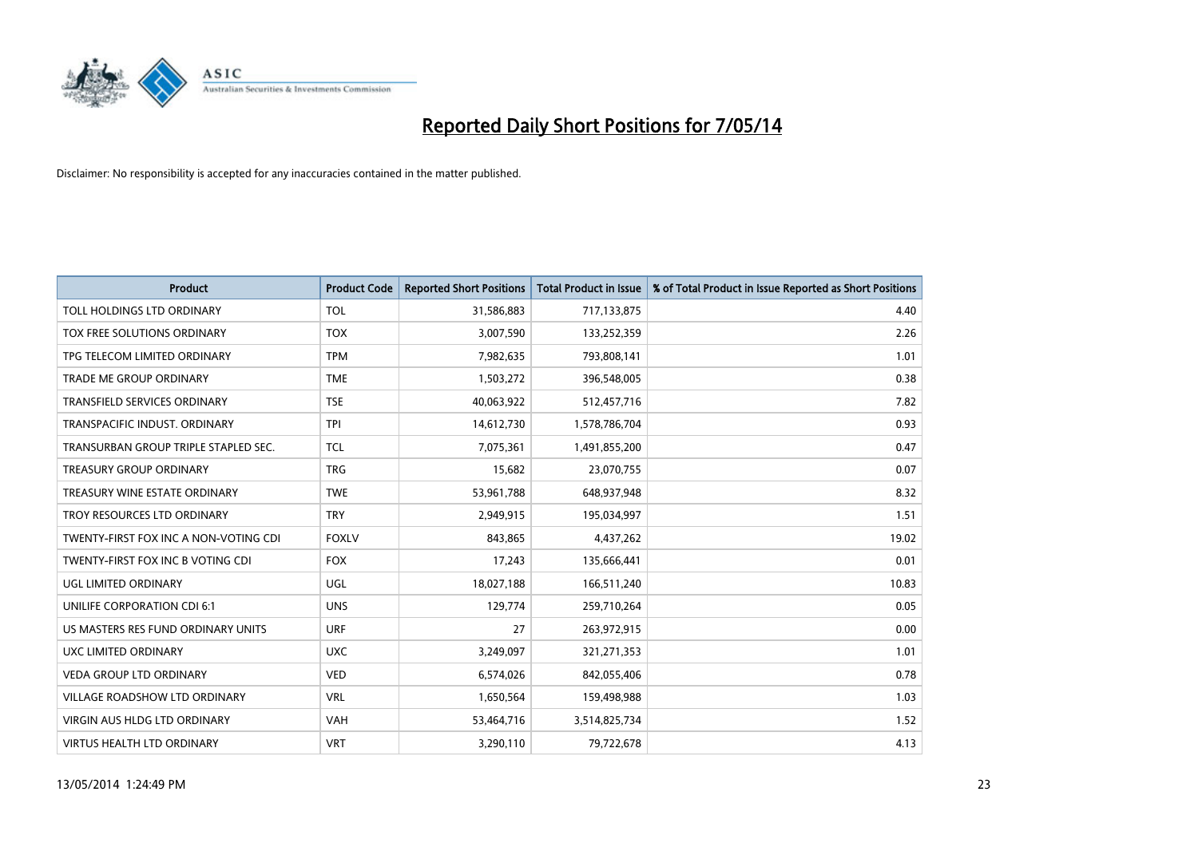# Reported Daily Short Positions for 7/05/14

Disclaimer: No responsibility is accepted for any inaccuracies contained in the matter published.

| Product | Product Code | Reported Short Positions | Total Product in Issue | % of Total Product in Issue Reported as Short Positions |
|---|---|---|---|---|
| TOLL HOLDINGS LTD ORDINARY | TOL | 31,586,883 | 717,133,875 | 4.40 |
| TOX FREE SOLUTIONS ORDINARY | TOX | 3,007,590 | 133,252,359 | 2.26 |
| TPG TELECOM LIMITED ORDINARY | TPM | 7,982,635 | 793,808,141 | 1.01 |
| TRADE ME GROUP ORDINARY | TME | 1,503,272 | 396,548,005 | 0.38 |
| TRANSFIELD SERVICES ORDINARY | TSE | 40,063,922 | 512,457,716 | 7.82 |
| TRANSPACIFIC INDUST. ORDINARY | TPI | 14,612,730 | 1,578,786,704 | 0.93 |
| TRANSURBAN GROUP TRIPLE STAPLED SEC. | TCL | 7,075,361 | 1,491,855,200 | 0.47 |
| TREASURY GROUP ORDINARY | TRG | 15,682 | 23,070,755 | 0.07 |
| TREASURY WINE ESTATE ORDINARY | TWE | 53,961,788 | 648,937,948 | 8.32 |
| TROY RESOURCES LTD ORDINARY | TRY | 2,949,915 | 195,034,997 | 1.51 |
| TWENTY-FIRST FOX INC A NON-VOTING CDI | FOXLV | 843,865 | 4,437,262 | 19.02 |
| TWENTY-FIRST FOX INC B VOTING CDI | FOX | 17,243 | 135,666,441 | 0.01 |
| UGL LIMITED ORDINARY | UGL | 18,027,188 | 166,511,240 | 10.83 |
| UNILIFE CORPORATION CDI 6:1 | UNS | 129,774 | 259,710,264 | 0.05 |
| US MASTERS RES FUND ORDINARY UNITS | URF | 27 | 263,972,915 | 0.00 |
| UXC LIMITED ORDINARY | UXC | 3,249,097 | 321,271,353 | 1.01 |
| VEDA GROUP LTD ORDINARY | VED | 6,574,026 | 842,055,406 | 0.78 |
| VILLAGE ROADSHOW LTD ORDINARY | VRL | 1,650,564 | 159,498,988 | 1.03 |
| VIRGIN AUS HLDG LTD ORDINARY | VAH | 53,464,716 | 3,514,825,734 | 1.52 |
| VIRTUS HEALTH LTD ORDINARY | VRT | 3,290,110 | 79,722,678 | 4.13 |

13/05/2014 1:24:49 PM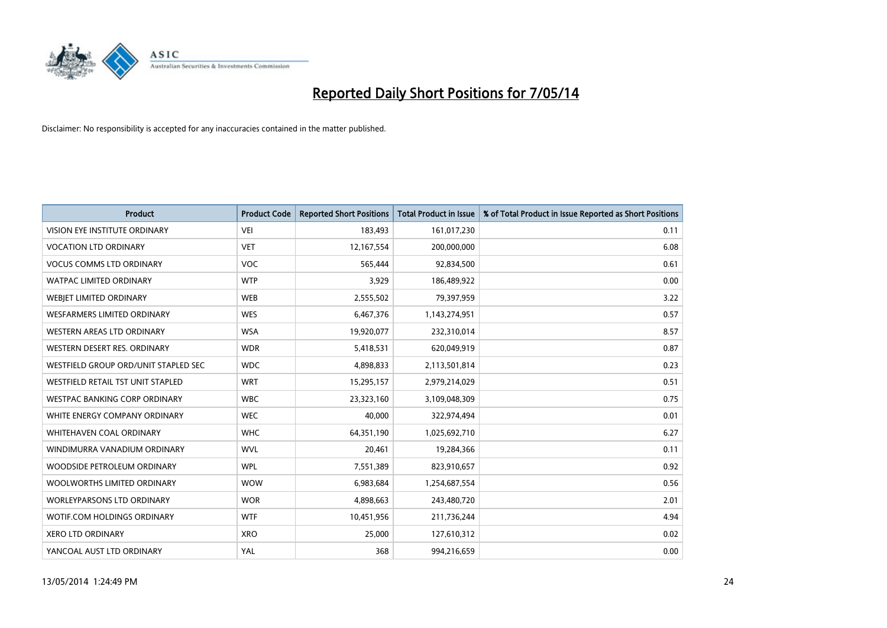# Reported Daily Short Positions for 7/05/14

Disclaimer: No responsibility is accepted for any inaccuracies contained in the matter published.

| Product | Product Code | Reported Short Positions | Total Product in Issue | % of Total Product in Issue Reported as Short Positions |
|---|---|---|---|---|
| VISION EYE INSTITUTE ORDINARY | VEI | 183,493 | 161,017,230 | 0.11 |
| VOCATION LTD ORDINARY | VET | 12,167,554 | 200,000,000 | 6.08 |
| VOCUS COMMS LTD ORDINARY | VOC | 565,444 | 92,834,500 | 0.61 |
| WATPAC LIMITED ORDINARY | WTP | 3,929 | 186,489,922 | 0.00 |
| WEBJET LIMITED ORDINARY | WEB | 2,555,502 | 79,397,959 | 3.22 |
| WESFARMERS LIMITED ORDINARY | WES | 6,467,376 | 1,143,274,951 | 0.57 |
| WESTERN AREAS LTD ORDINARY | WSA | 19,920,077 | 232,310,014 | 8.57 |
| WESTERN DESERT RES. ORDINARY | WDR | 5,418,531 | 620,049,919 | 0.87 |
| WESTFIELD GROUP ORD/UNIT STAPLED SEC | WDC | 4,898,833 | 2,113,501,814 | 0.23 |
| WESTFIELD RETAIL TST UNIT STAPLED | WRT | 15,295,157 | 2,979,214,029 | 0.51 |
| WESTPAC BANKING CORP ORDINARY | WBC | 23,323,160 | 3,109,048,309 | 0.75 |
| WHITE ENERGY COMPANY ORDINARY | WEC | 40,000 | 322,974,494 | 0.01 |
| WHITEHAVEN COAL ORDINARY | WHC | 64,351,190 | 1,025,692,710 | 6.27 |
| WINDIMURRA VANADIUM ORDINARY | WVL | 20,461 | 19,284,366 | 0.11 |
| WOODSIDE PETROLEUM ORDINARY | WPL | 7,551,389 | 823,910,657 | 0.92 |
| WOOLWORTHS LIMITED ORDINARY | WOW | 6,983,684 | 1,254,687,554 | 0.56 |
| WORLEYPARSONS LTD ORDINARY | WOR | 4,898,663 | 243,480,720 | 2.01 |
| WOTIF.COM HOLDINGS ORDINARY | WTF | 10,451,956 | 211,736,244 | 4.94 |
| XERO LTD ORDINARY | XRO | 25,000 | 127,610,312 | 0.02 |
| YANCOAL AUST LTD ORDINARY | YAL | 368 | 994,216,659 | 0.00 |

13/05/2014 1:24:49 PM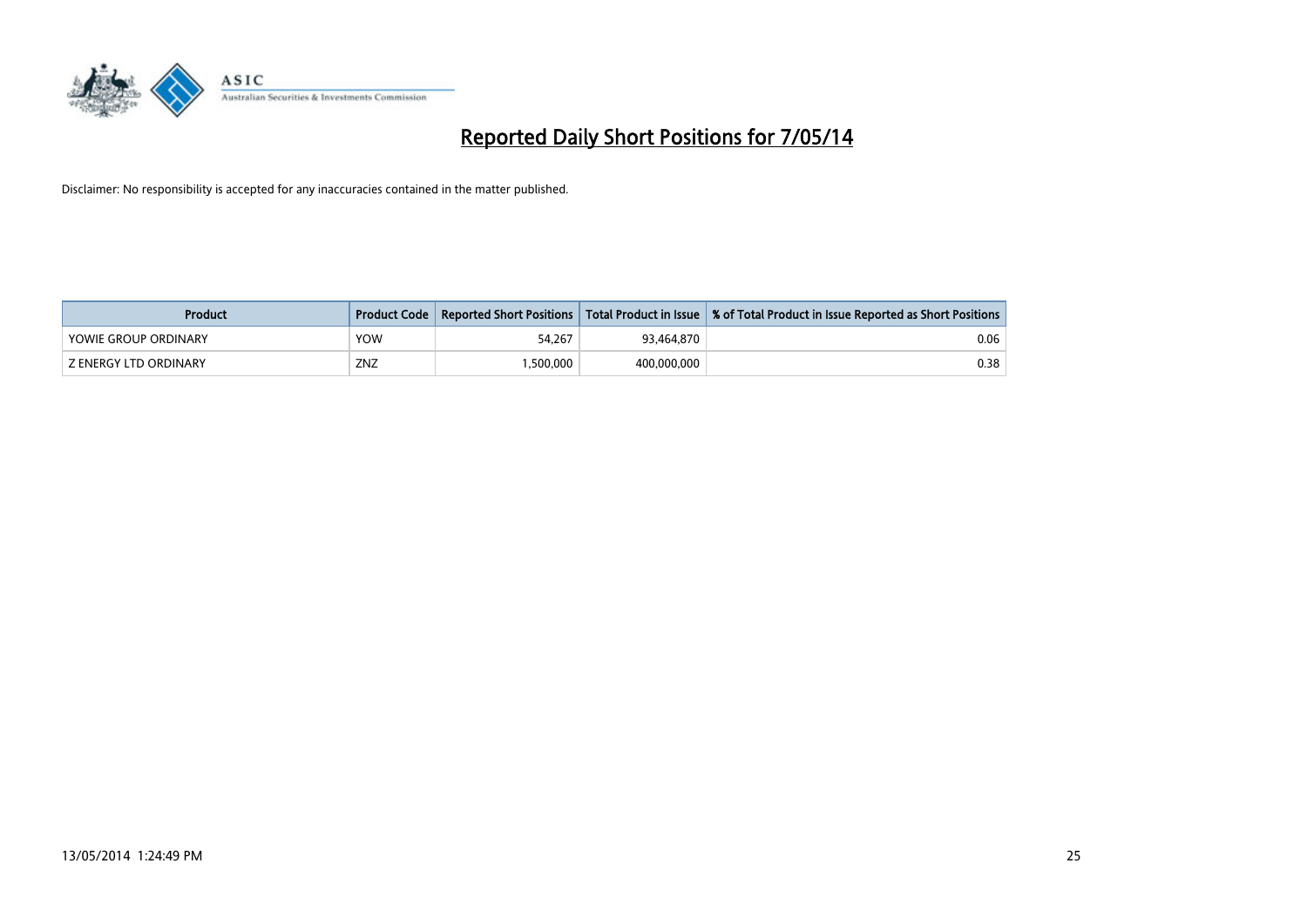# Reported Daily Short Positions for 7/05/14

Disclaimer: No responsibility is accepted for any inaccuracies contained in the matter published.

| Product | Product Code | Reported Short Positions | Total Product in Issue | % of Total Product in Issue Reported as Short Positions |
|---|---|---|---|---|
| YOWIE GROUP ORDINARY | YOW | 54,267 | 93,464,870 | 0.06 |
| Z ENERGY LTD ORDINARY | ZNZ | 1,500,000 | 400,000,000 | 0.38 |

13/05/2014 1:24:49 PM